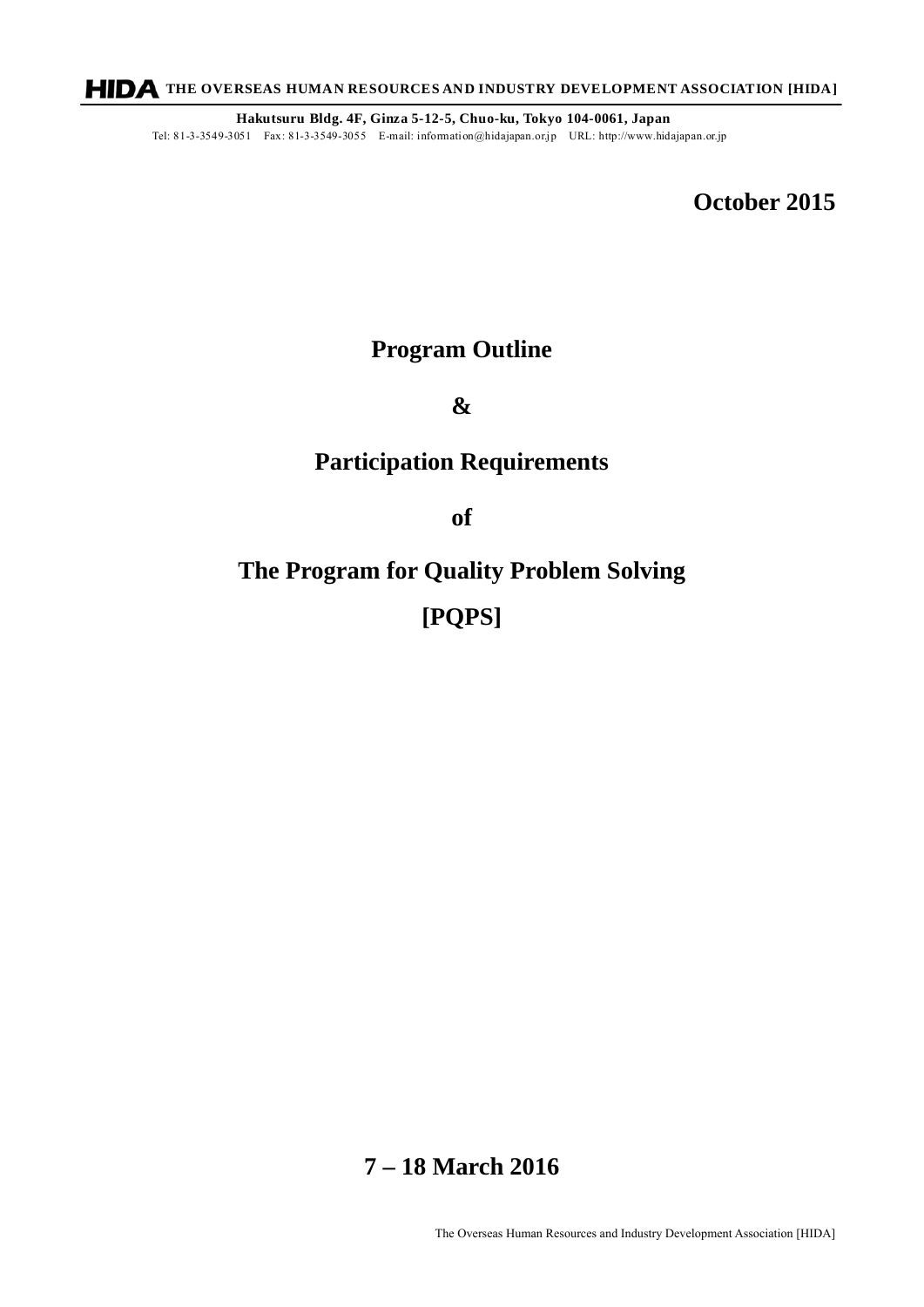**HIDA THE OVERSEAS HUMAN RESOURCES AND INDUSTRY DEVELOPMENT ASSOCIATION [HIDA]**

**Hakutsuru Bldg. 4F, Ginza 5-12-5, Chuo-ku, Tokyo 104-0061, Japan**

Tel: 81-3-3549-3051 Fax: 81-3-3549-3055 E-mail: information@hidajapan.or.jp URL: http://www.hidajapan.or.jp

**October 2015**

# Program Outline

# &

# Participation Requirements

# of

# The Program for Quality Problem Solving

# [PQPS]

**7 – 18 March 2016**

The Overseas Human Resources and Industry Development Association [HIDA]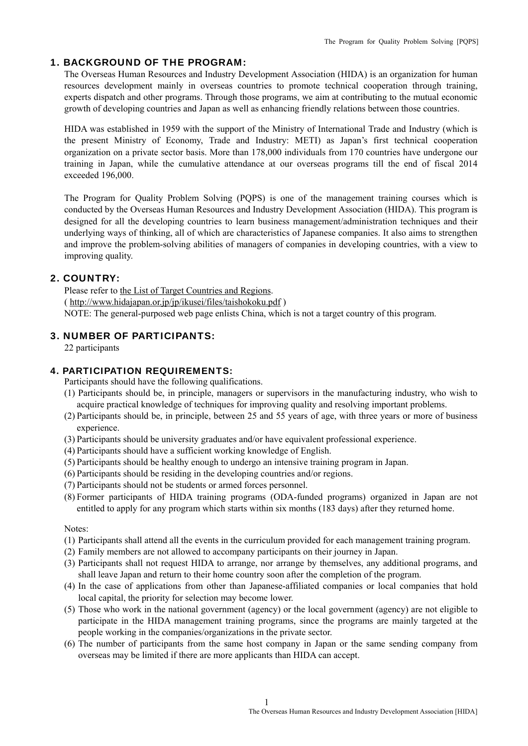## 1. BACKGROUND OF THE PROGRAM:

The Overseas Human Resources and Industry Development Association (HIDA) is an organization for human resources development mainly in overseas countries to promote technical cooperation through training, experts dispatch and other programs. Through those programs, we aim at contributing to the mutual economic growth of developing countries and Japan as well as enhancing friendly relations between those countries.

HIDA was established in 1959 with the support of the Ministry of International Trade and Industry (which is the present Ministry of Economy, Trade and Industry: METI) as Japan's first technical cooperation organization on a private sector basis. More than 178,000 individuals from 170 countries have undergone our training in Japan, while the cumulative attendance at our overseas programs till the end of fiscal 2014 exceeded 196,000.

The Program for Quality Problem Solving (PQPS) is one of the management training courses which is conducted by the Overseas Human Resources and Industry Development Association (HIDA). This program is designed for all the developing countries to learn business management/administration techniques and their underlying ways of thinking, all of which are characteristics of Japanese companies. It also aims to strengthen and improve the problem-solving abilities of managers of companies in developing countries, with a view to improving quality.

## 2. COUNTRY:

Please refer to the List of Target Countries and Regions.
( http://www.hidajapan.or.jp/jp/ikusei/files/taishokoku.pdf )
NOTE: The general-purposed web page enlists China, which is not a target country of this program.

## 3. NUMBER OF PARTICIPANTS:

22 participants

## 4. PARTICIPATION REQUIREMENTS:

Participants should have the following qualifications.

(1) Participants should be, in principle, managers or supervisors in the manufacturing industry, who wish to acquire practical knowledge of techniques for improving quality and resolving important problems.
(2) Participants should be, in principle, between 25 and 55 years of age, with three years or more of business experience.
(3) Participants should be university graduates and/or have equivalent professional experience.
(4) Participants should have a sufficient working knowledge of English.
(5) Participants should be healthy enough to undergo an intensive training program in Japan.
(6) Participants should be residing in the developing countries and/or regions.
(7) Participants should not be students or armed forces personnel.
(8) Former participants of HIDA training programs (ODA-funded programs) organized in Japan are not entitled to apply for any program which starts within six months (183 days) after they returned home.

Notes:

(1) Participants shall attend all the events in the curriculum provided for each management training program.
(2) Family members are not allowed to accompany participants on their journey in Japan.
(3) Participants shall not request HIDA to arrange, nor arrange by themselves, any additional programs, and shall leave Japan and return to their home country soon after the completion of the program.
(4) In the case of applications from other than Japanese-affiliated companies or local companies that hold local capital, the priority for selection may become lower.
(5) Those who work in the national government (agency) or the local government (agency) are not eligible to participate in the HIDA management training programs, since the programs are mainly targeted at the people working in the companies/organizations in the private sector.
(6) The number of participants from the same host company in Japan or the same sending company from overseas may be limited if there are more applicants than HIDA can accept.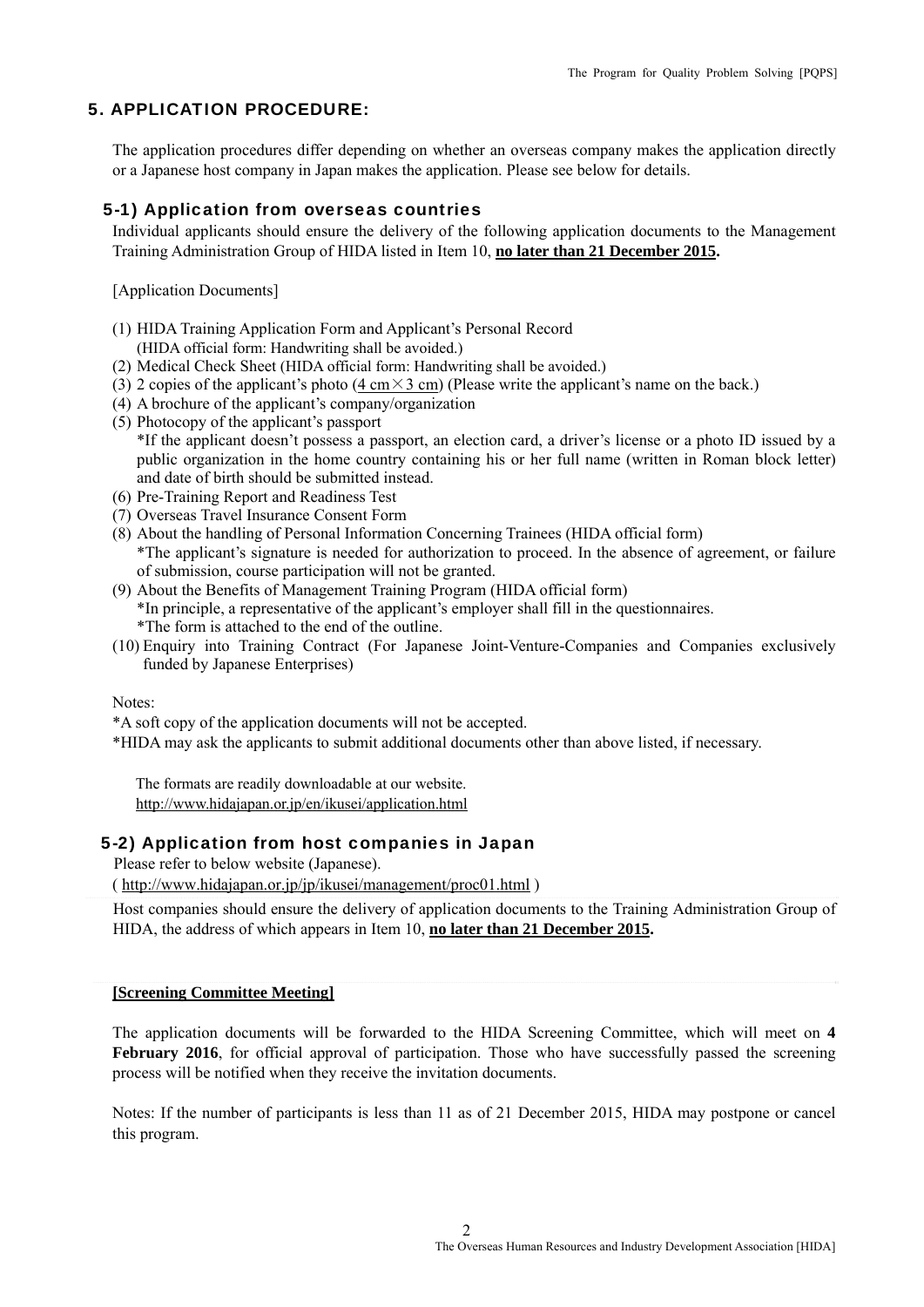## 5. APPLICATION PROCEDURE:

The application procedures differ depending on whether an overseas company makes the application directly or a Japanese host company in Japan makes the application. Please see below for details.

### 5-1) Application from overseas countries

Individual applicants should ensure the delivery of the following application documents to the Management Training Administration Group of HIDA listed in Item 10, **no later than 21 December 2015.**

[Application Documents]

(1) HIDA Training Application Form and Applicant's Personal Record
(HIDA official form: Handwriting shall be avoided.)
(2) Medical Check Sheet (HIDA official form: Handwriting shall be avoided.)
(3) 2 copies of the applicant's photo (4 cm×3 cm) (Please write the applicant's name on the back.)
(4) A brochure of the applicant's company/organization
(5) Photocopy of the applicant's passport
*If the applicant doesn't possess a passport, an election card, a driver's license or a photo ID issued by a public organization in the home country containing his or her full name (written in Roman block letter) and date of birth should be submitted instead.
(6) Pre-Training Report and Readiness Test
(7) Overseas Travel Insurance Consent Form
(8) About the handling of Personal Information Concerning Trainees (HIDA official form)
*The applicant's signature is needed for authorization to proceed. In the absence of agreement, or failure of submission, course participation will not be granted.
(9) About the Benefits of Management Training Program (HIDA official form)
*In principle, a representative of the applicant's employer shall fill in the questionnaires.
*The form is attached to the end of the outline.
(10) Enquiry into Training Contract (For Japanese Joint-Venture-Companies and Companies exclusively funded by Japanese Enterprises)

Notes:
*A soft copy of the application documents will not be accepted.
*HIDA may ask the applicants to submit additional documents other than above listed, if necessary.

The formats are readily downloadable at our website.
http://www.hidajapan.or.jp/en/ikusei/application.html

### 5-2) Application from host companies in Japan

Please refer to below website (Japanese).
( http://www.hidajapan.or.jp/jp/ikusei/management/proc01.html )

Host companies should ensure the delivery of application documents to the Training Administration Group of HIDA, the address of which appears in Item 10, **no later than 21 December 2015.**

**[Screening Committee Meeting]**

The application documents will be forwarded to the HIDA Screening Committee, which will meet on **4 February 2016**, for official approval of participation. Those who have successfully passed the screening process will be notified when they receive the invitation documents.

Notes: If the number of participants is less than 11 as of 21 December 2015, HIDA may postpone or cancel this program.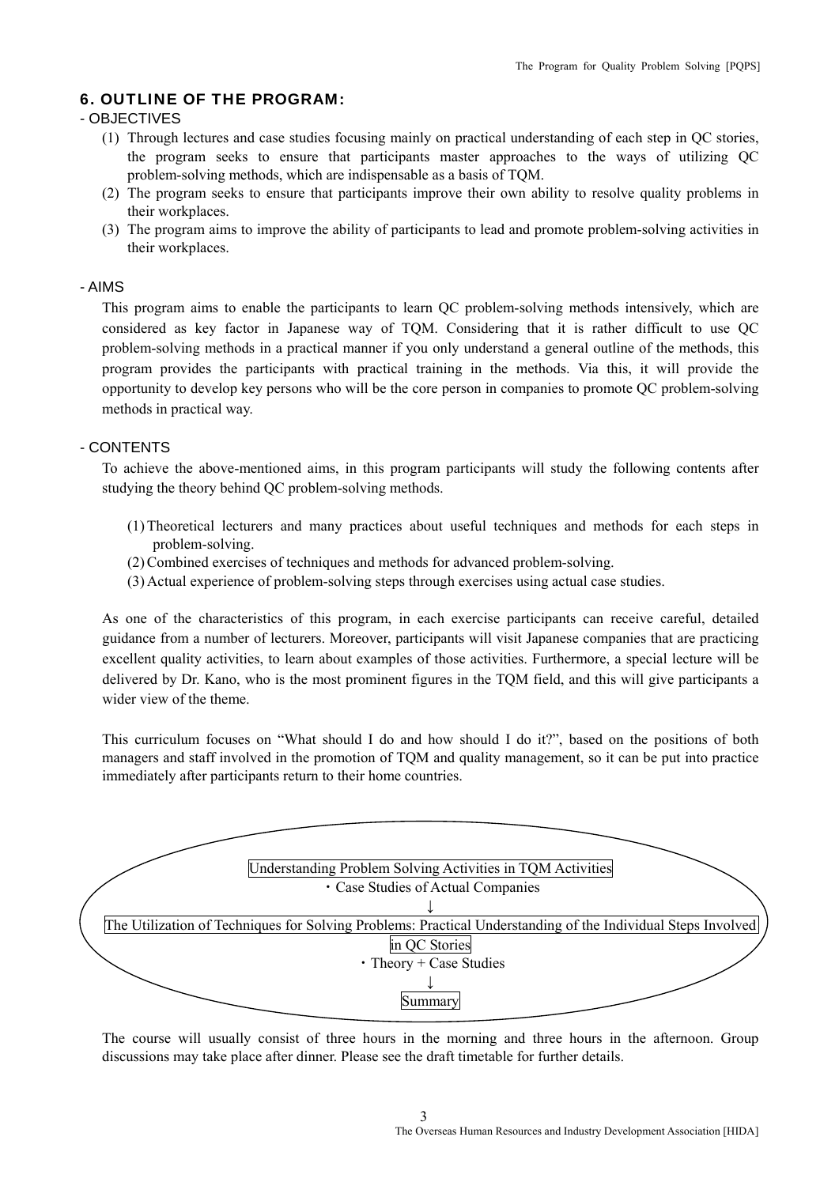## 6. OUTLINE OF THE PROGRAM:

- OBJECTIVES

(1) Through lectures and case studies focusing mainly on practical understanding of each step in QC stories, the program seeks to ensure that participants master approaches to the ways of utilizing QC problem-solving methods, which are indispensable as a basis of TQM.
(2) The program seeks to ensure that participants improve their own ability to resolve quality problems in their workplaces.
(3) The program aims to improve the ability of participants to lead and promote problem-solving activities in their workplaces.

- AIMS

This program aims to enable the participants to learn QC problem-solving methods intensively, which are considered as key factor in Japanese way of TQM. Considering that it is rather difficult to use QC problem-solving methods in a practical manner if you only understand a general outline of the methods, this program provides the participants with practical training in the methods. Via this, it will provide the opportunity to develop key persons who will be the core person in companies to promote QC problem-solving methods in practical way.

- CONTENTS

To achieve the above-mentioned aims, in this program participants will study the following contents after studying the theory behind QC problem-solving methods.

(1) Theoretical lecturers and many practices about useful techniques and methods for each steps in problem-solving.
(2) Combined exercises of techniques and methods for advanced problem-solving.
(3) Actual experience of problem-solving steps through exercises using actual case studies.

As one of the characteristics of this program, in each exercise participants can receive careful, detailed guidance from a number of lecturers. Moreover, participants will visit Japanese companies that are practicing excellent quality activities, to learn about examples of those activities. Furthermore, a special lecture will be delivered by Dr. Kano, who is the most prominent figures in the TQM field, and this will give participants a wider view of the theme.

This curriculum focuses on "What should I do and how should I do it?", based on the positions of both managers and staff involved in the promotion of TQM and quality management, so it can be put into practice immediately after participants return to their home countries.

Understanding Problem Solving Activities in TQM Activities
・Case Studies of Actual Companies
↓
The Utilization of Techniques for Solving Problems: Practical Understanding of the Individual Steps Involved in QC Stories
・Theory + Case Studies
↓
Summary

The course will usually consist of three hours in the morning and three hours in the afternoon. Group discussions may take place after dinner. Please see the draft timetable for further details.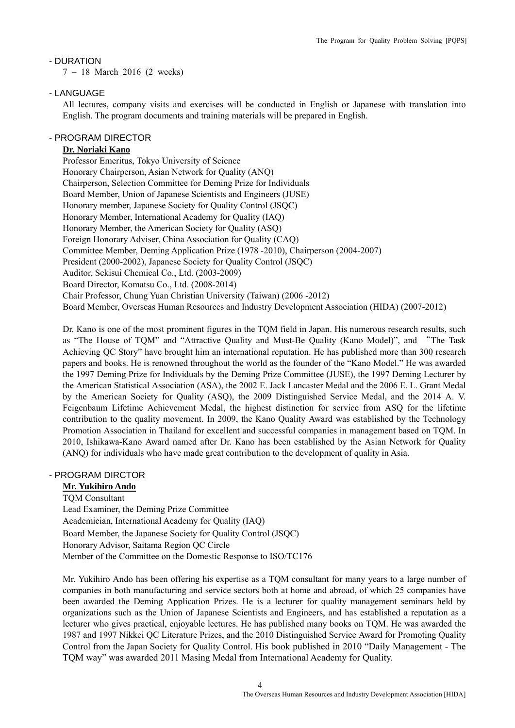- DURATION

7 – 18 March 2016 (2 weeks)

- LANGUAGE

All lectures, company visits and exercises will be conducted in English or Japanese with translation into English. The program documents and training materials will be prepared in English.

- PROGRAM DIRECTOR

**Dr. Noriaki Kano**

Professor Emeritus, Tokyo University of Science
Honorary Chairperson, Asian Network for Quality (ANQ)
Chairperson, Selection Committee for Deming Prize for Individuals
Board Member, Union of Japanese Scientists and Engineers (JUSE)
Honorary member, Japanese Society for Quality Control (JSQC)
Honorary Member, International Academy for Quality (IAQ)
Honorary Member, the American Society for Quality (ASQ)
Foreign Honorary Adviser, China Association for Quality (CAQ)
Committee Member, Deming Application Prize (1978 -2010), Chairperson (2004-2007)
President (2000-2002), Japanese Society for Quality Control (JSQC)
Auditor, Sekisui Chemical Co., Ltd. (2003-2009)
Board Director, Komatsu Co., Ltd. (2008-2014)
Chair Professor, Chung Yuan Christian University (Taiwan) (2006 -2012)
Board Member, Overseas Human Resources and Industry Development Association (HIDA) (2007-2012)

Dr. Kano is one of the most prominent figures in the TQM field in Japan. His numerous research results, such as "The House of TQM" and "Attractive Quality and Must-Be Quality (Kano Model)", and "The Task Achieving QC Story" have brought him an international reputation. He has published more than 300 research papers and books. He is renowned throughout the world as the founder of the "Kano Model." He was awarded the 1997 Deming Prize for Individuals by the Deming Prize Committee (JUSE), the 1997 Deming Lecturer by the American Statistical Association (ASA), the 2002 E. Jack Lancaster Medal and the 2006 E. L. Grant Medal by the American Society for Quality (ASQ), the 2009 Distinguished Service Medal, and the 2014 A. V. Feigenbaum Lifetime Achievement Medal, the highest distinction for service from ASQ for the lifetime contribution to the quality movement. In 2009, the Kano Quality Award was established by the Technology Promotion Association in Thailand for excellent and successful companies in management based on TQM. In 2010, Ishikawa-Kano Award named after Dr. Kano has been established by the Asian Network for Quality (ANQ) for individuals who have made great contribution to the development of quality in Asia.

- PROGRAM DIRCTOR

**Mr. Yukihiro Ando**

TQM Consultant
Lead Examiner, the Deming Prize Committee
Academician, International Academy for Quality (IAQ)
Board Member, the Japanese Society for Quality Control (JSQC)
Honorary Advisor, Saitama Region QC Circle
Member of the Committee on the Domestic Response to ISO/TC176

Mr. Yukihiro Ando has been offering his expertise as a TQM consultant for many years to a large number of companies in both manufacturing and service sectors both at home and abroad, of which 25 companies have been awarded the Deming Application Prizes. He is a lecturer for quality management seminars held by organizations such as the Union of Japanese Scientists and Engineers, and has established a reputation as a lecturer who gives practical, enjoyable lectures. He has published many books on TQM. He was awarded the 1987 and 1997 Nikkei QC Literature Prizes, and the 2010 Distinguished Service Award for Promoting Quality Control from the Japan Society for Quality Control. His book published in 2010 "Daily Management - The TQM way" was awarded 2011 Masing Medal from International Academy for Quality.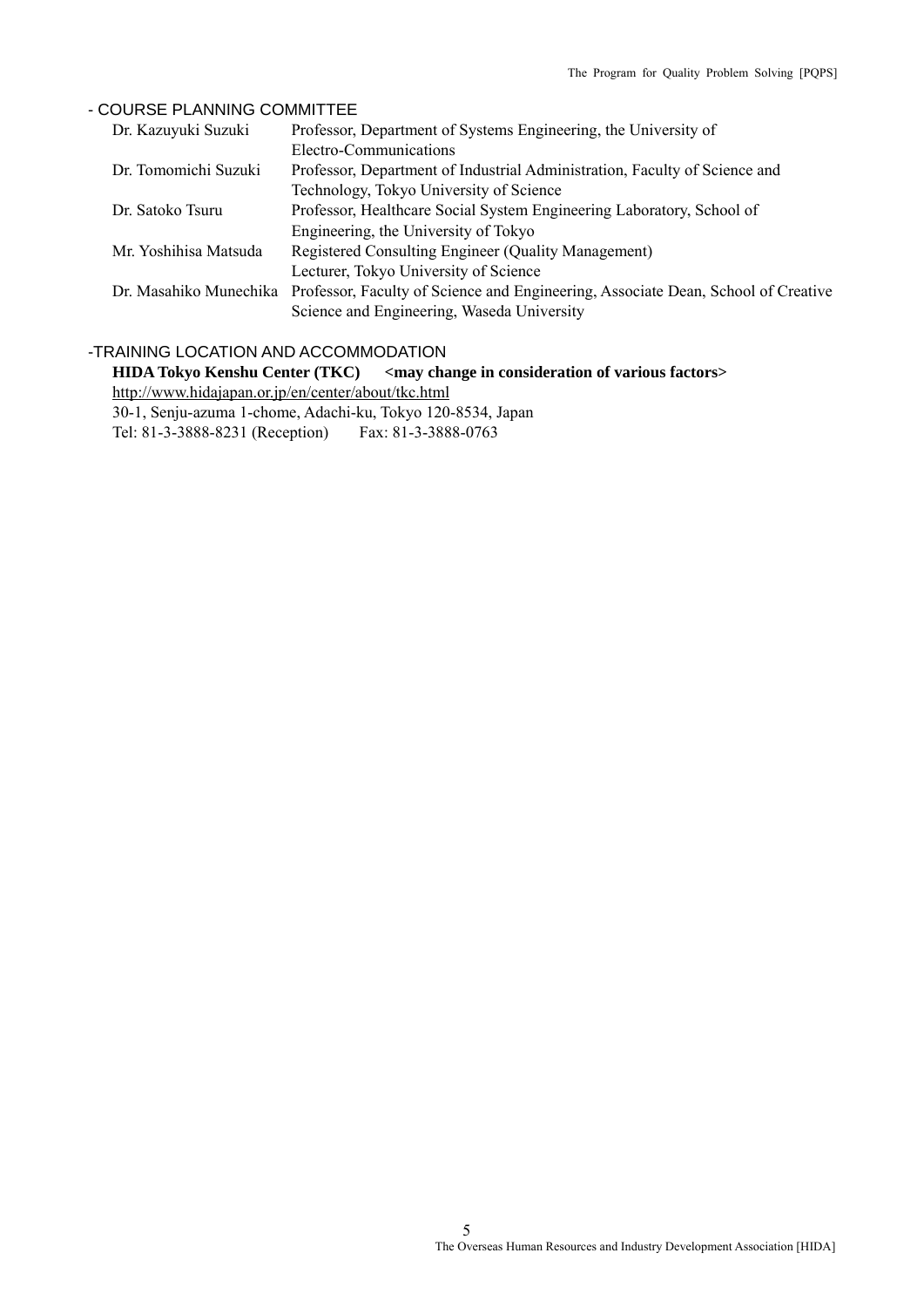## - COURSE PLANNING COMMITTEE

| | |
|---|---|
| Dr. Kazuyuki Suzuki | Professor, Department of Systems Engineering, the University of Electro-Communications |
| Dr. Tomomichi Suzuki | Professor, Department of Industrial Administration, Faculty of Science and Technology, Tokyo University of Science |
| Dr. Satoko Tsuru | Professor, Healthcare Social System Engineering Laboratory, School of Engineering, the University of Tokyo |
| Mr. Yoshihisa Matsuda | Registered Consulting Engineer (Quality Management)<br>Lecturer, Tokyo University of Science |
| Dr. Masahiko Munechika | Professor, Faculty of Science and Engineering, Associate Dean, School of Creative Science and Engineering, Waseda University |

## -TRAINING LOCATION AND ACCOMMODATION

**HIDA Tokyo Kenshu Center (TKC)** **<may change in consideration of various factors>**

http://www.hidajapan.or.jp/en/center/about/tkc.html

30-1, Senju-azuma 1-chome, Adachi-ku, Tokyo 120-8534, Japan

Tel: 81-3-3888-8231 (Reception) Fax: 81-3-3888-0763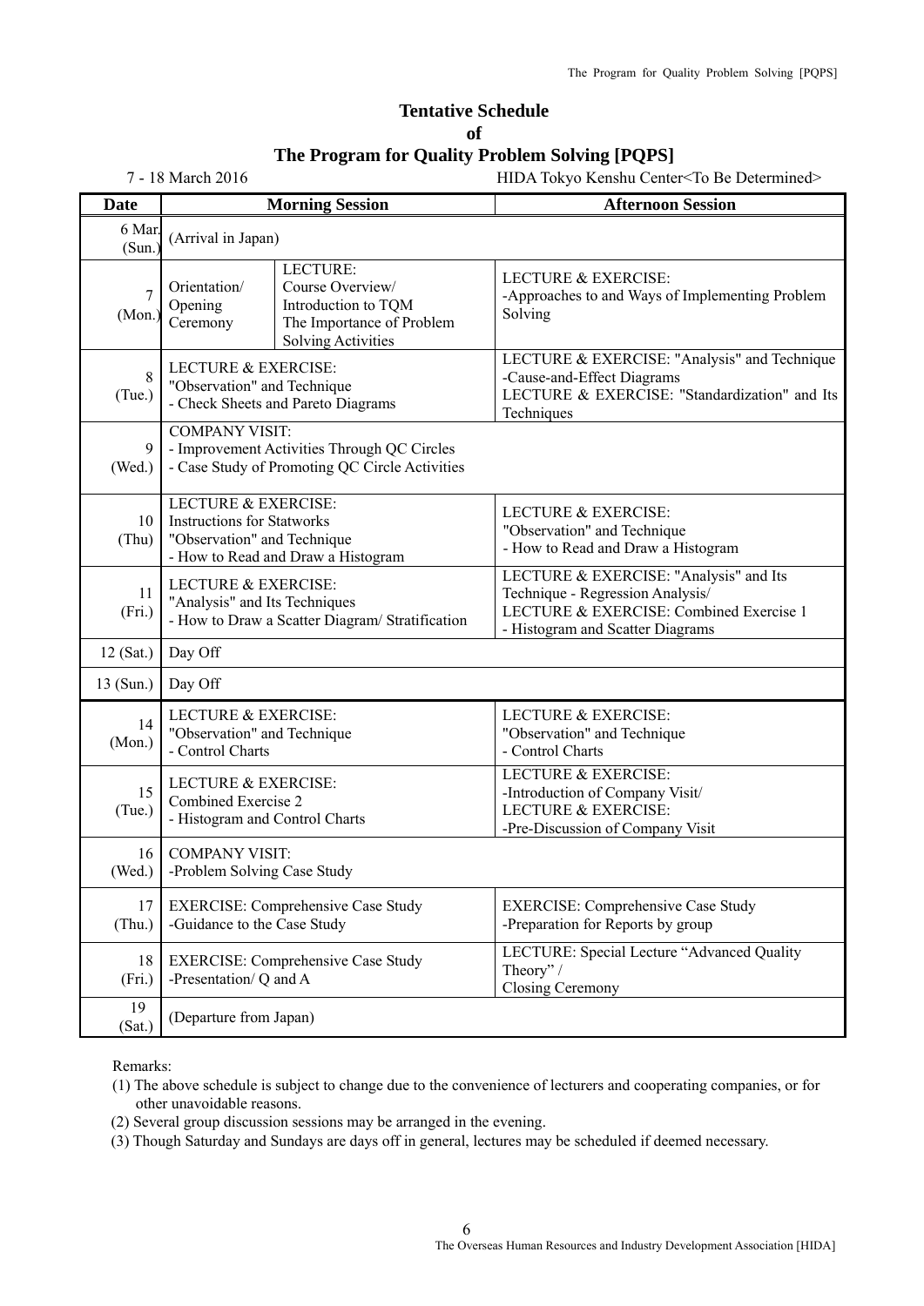# Tentative Schedule
# of
# The Program for Quality Problem Solving [PQPS]

7 - 18 March 2016 HIDA Tokyo Kenshu Center<To Be Determined>

| Date | Morning Session | | Afternoon Session |
|---|---|---|---|
| 6 Mar. (Sun.) | (Arrival in Japan) | | |
| 7 (Mon.) | Orientation/ Opening Ceremony | LECTURE: Course Overview/ Introduction to TQM The Importance of Problem Solving Activities | LECTURE & EXERCISE: -Approaches to and Ways of Implementing Problem Solving |
| 8 (Tue.) | LECTURE & EXERCISE: "Observation" and Technique - Check Sheets and Pareto Diagrams | | LECTURE & EXERCISE: "Analysis" and Technique -Cause-and-Effect Diagrams LECTURE & EXERCISE: "Standardization" and Its Techniques |
| 9 (Wed.) | COMPANY VISIT: - Improvement Activities Through QC Circles - Case Study of Promoting QC Circle Activities | | |
| 10 (Thu) | LECTURE & EXERCISE: Instructions for Statworks "Observation" and Technique - How to Read and Draw a Histogram | | LECTURE & EXERCISE: "Observation" and Technique - How to Read and Draw a Histogram |
| 11 (Fri.) | LECTURE & EXERCISE: "Analysis" and Its Techniques - How to Draw a Scatter Diagram/ Stratification | | LECTURE & EXERCISE: "Analysis" and Its Technique - Regression Analysis/ LECTURE & EXERCISE: Combined Exercise 1 - Histogram and Scatter Diagrams |
| 12 (Sat.) | Day Off | | |
| 13 (Sun.) | Day Off | | |
| 14 (Mon.) | LECTURE & EXERCISE: "Observation" and Technique - Control Charts | | LECTURE & EXERCISE: "Observation" and Technique - Control Charts |
| 15 (Tue.) | LECTURE & EXERCISE: Combined Exercise 2 - Histogram and Control Charts | | LECTURE & EXERCISE: -Introduction of Company Visit/ LECTURE & EXERCISE: -Pre-Discussion of Company Visit |
| 16 (Wed.) | COMPANY VISIT: -Problem Solving Case Study | | |
| 17 (Thu.) | EXERCISE: Comprehensive Case Study -Guidance to the Case Study | | EXERCISE: Comprehensive Case Study -Preparation for Reports by group |
| 18 (Fri.) | EXERCISE: Comprehensive Case Study -Presentation/ Q and A | | LECTURE: Special Lecture "Advanced Quality Theory" / Closing Ceremony |
| 19 (Sat.) | (Departure from Japan) | | |

Remarks:

(1) The above schedule is subject to change due to the convenience of lecturers and cooperating companies, or for other unavoidable reasons.

(2) Several group discussion sessions may be arranged in the evening.

(3) Though Saturday and Sundays are days off in general, lectures may be scheduled if deemed necessary.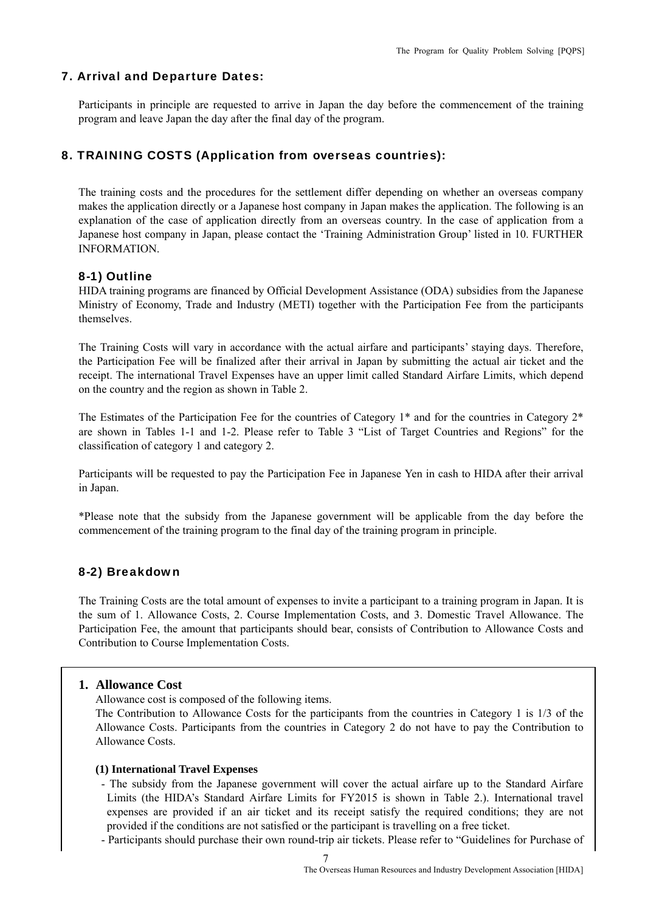## 7. Arrival and Departure Dates:

Participants in principle are requested to arrive in Japan the day before the commencement of the training program and leave Japan the day after the final day of the program.

## 8. TRAINING COSTS (Application from overseas countries):

The training costs and the procedures for the settlement differ depending on whether an overseas company makes the application directly or a Japanese host company in Japan makes the application. The following is an explanation of the case of application directly from an overseas country. In the case of application from a Japanese host company in Japan, please contact the 'Training Administration Group' listed in 10. FURTHER INFORMATION.

### 8-1) Outline

HIDA training programs are financed by Official Development Assistance (ODA) subsidies from the Japanese Ministry of Economy, Trade and Industry (METI) together with the Participation Fee from the participants themselves.

The Training Costs will vary in accordance with the actual airfare and participants' staying days. Therefore, the Participation Fee will be finalized after their arrival in Japan by submitting the actual air ticket and the receipt. The international Travel Expenses have an upper limit called Standard Airfare Limits, which depend on the country and the region as shown in Table 2.

The Estimates of the Participation Fee for the countries of Category 1* and for the countries in Category 2* are shown in Tables 1-1 and 1-2. Please refer to Table 3 "List of Target Countries and Regions" for the classification of category 1 and category 2.

Participants will be requested to pay the Participation Fee in Japanese Yen in cash to HIDA after their arrival in Japan.

*Please note that the subsidy from the Japanese government will be applicable from the day before the commencement of the training program to the final day of the training program in principle.

### 8-2) Breakdown

The Training Costs are the total amount of expenses to invite a participant to a training program in Japan. It is the sum of 1. Allowance Costs, 2. Course Implementation Costs, and 3. Domestic Travel Allowance. The Participation Fee, the amount that participants should bear, consists of Contribution to Allowance Costs and Contribution to Course Implementation Costs.

**1. Allowance Cost**

Allowance cost is composed of the following items.

The Contribution to Allowance Costs for the participants from the countries in Category 1 is 1/3 of the Allowance Costs. Participants from the countries in Category 2 do not have to pay the Contribution to Allowance Costs.

**(1) International Travel Expenses**

- The subsidy from the Japanese government will cover the actual airfare up to the Standard Airfare Limits (the HIDA's Standard Airfare Limits for FY2015 is shown in Table 2.). International travel expenses are provided if an air ticket and its receipt satisfy the required conditions; they are not provided if the conditions are not satisfied or the participant is travelling on a free ticket.
- Participants should purchase their own round-trip air tickets. Please refer to "Guidelines for Purchase of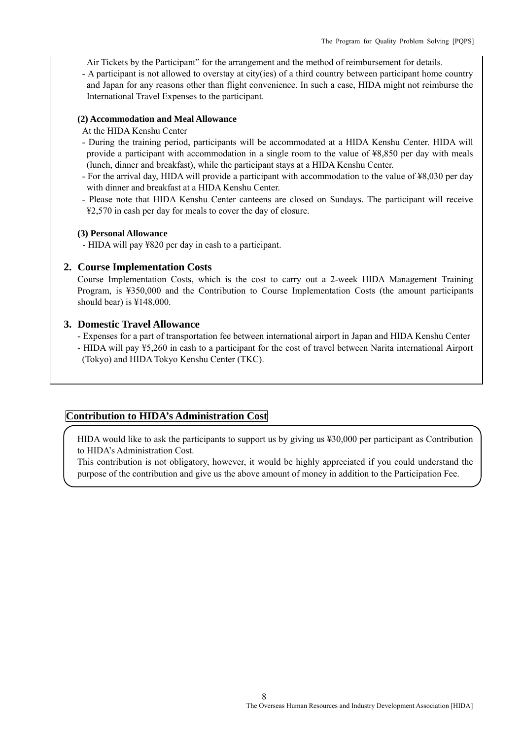Air Tickets by the Participant" for the arrangement and the method of reimbursement for details.

- A participant is not allowed to overstay at city(ies) of a third country between participant home country and Japan for any reasons other than flight convenience. In such a case, HIDA might not reimburse the International Travel Expenses to the participant.

#### (2) Accommodation and Meal Allowance

At the HIDA Kenshu Center

- During the training period, participants will be accommodated at a HIDA Kenshu Center. HIDA will provide a participant with accommodation in a single room to the value of ¥8,850 per day with meals (lunch, dinner and breakfast), while the participant stays at a HIDA Kenshu Center.
- For the arrival day, HIDA will provide a participant with accommodation to the value of ¥8,030 per day with dinner and breakfast at a HIDA Kenshu Center.
- Please note that HIDA Kenshu Center canteens are closed on Sundays. The participant will receive ¥2,570 in cash per day for meals to cover the day of closure.

#### (3) Personal Allowance

- HIDA will pay ¥820 per day in cash to a participant.

### 2. Course Implementation Costs

Course Implementation Costs, which is the cost to carry out a 2-week HIDA Management Training Program, is ¥350,000 and the Contribution to Course Implementation Costs (the amount participants should bear) is ¥148,000.

### 3. Domestic Travel Allowance

- Expenses for a part of transportation fee between international airport in Japan and HIDA Kenshu Center
- HIDA will pay ¥5,260 in cash to a participant for the cost of travel between Narita international Airport (Tokyo) and HIDA Tokyo Kenshu Center (TKC).

## Contribution to HIDA's Administration Cost

HIDA would like to ask the participants to support us by giving us ¥30,000 per participant as Contribution to HIDA's Administration Cost.
This contribution is not obligatory, however, it would be highly appreciated if you could understand the purpose of the contribution and give us the above amount of money in addition to the Participation Fee.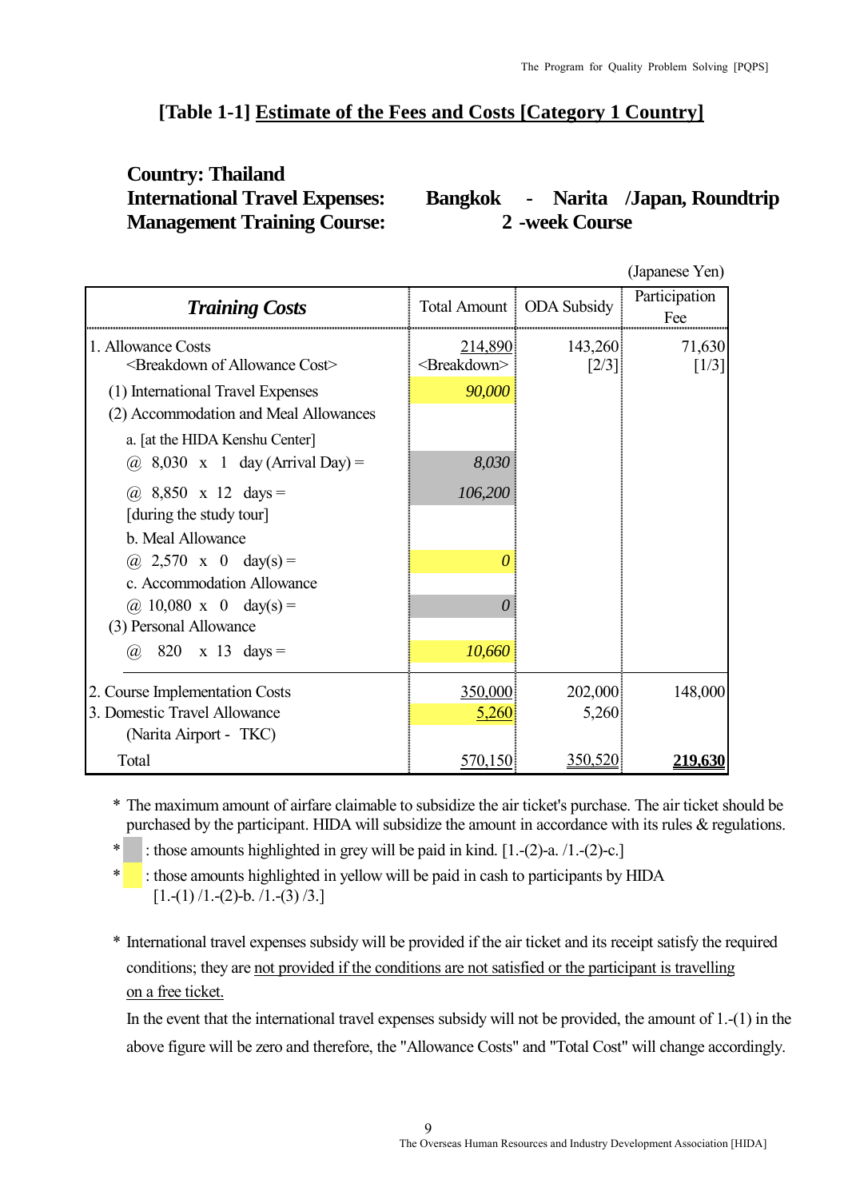## [Table 1-1] Estimate of the Fees and Costs [Category 1 Country]

**Country: Thailand**
**International Travel Expenses: Bangkok - Narita /Japan, Roundtrip**
**Management Training Course: 2 -week Course**

(Japanese Yen)

| *Training Costs* | Total Amount | ODA Subsidy | Participation Fee |
|---|---|---|---|
| 1. Allowance Costs | 214,890 | 143,260 | 71,630 |
| <Breakdown of Allowance Cost> | <Breakdown> | [2/3] | [1/3] |
| (1) International Travel Expenses | *90,000* | | |
| (2) Accommodation and Meal Allowances | | | |
| a. [at the HIDA Kenshu Center] | | | |
| @ 8,030 x 1 day (Arrival Day) = | *8,030* | | |
| @ 8,850 x 12 days = | *106,200* | | |
| [during the study tour] | | | |
| b. Meal Allowance | | | |
| @ 2,570 x 0 day(s) = | *0* | | |
| c. Accommodation Allowance | | | |
| @ 10,080 x 0 day(s) = | *0* | | |
| (3) Personal Allowance | | | |
| @ 820 x 13 days = | *10,660* | | |
| 2. Course Implementation Costs | 350,000 | 202,000 | 148,000 |
| 3. Domestic Travel Allowance (Narita Airport - TKC) | 5,260 | 5,260 | |
| Total | 570,150 | 350,520 | **219,630** |

\* The maximum amount of airfare claimable to subsidize the air ticket's purchase. The air ticket should be purchased by the participant. HIDA will subsidize the amount in accordance with its rules & regulations.

\* (grey) : those amounts highlighted in grey will be paid in kind. [1.-(2)-a. /1.-(2)-c.]

\* (yellow) : those amounts highlighted in yellow will be paid in cash to participants by HIDA [1.-(1) /1.-(2)-b. /1.-(3) /3.]

\* International travel expenses subsidy will be provided if the air ticket and its receipt satisfy the required conditions; they are not provided if the conditions are not satisfied or the participant is travelling on a free ticket.

In the event that the international travel expenses subsidy will not be provided, the amount of 1.-(1) in the above figure will be zero and therefore, the "Allowance Costs" and "Total Cost" will change accordingly.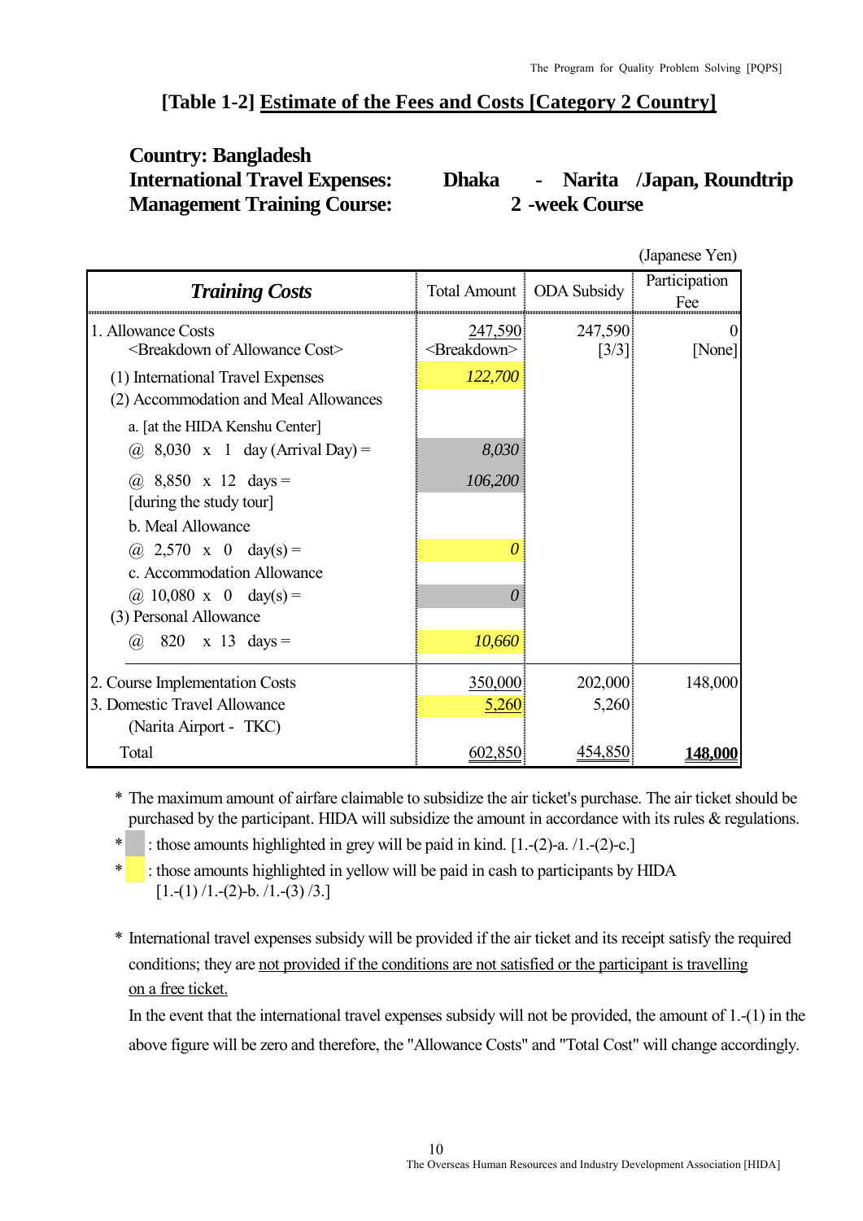## [Table 1-2] Estimate of the Fees and Costs [Category 2 Country]

**Country: Bangladesh**
**International Travel Expenses: Dhaka - Narita /Japan, Roundtrip**
**Management Training Course: 2 -week Course**

(Japanese Yen)

| *Training Costs* | Total Amount | ODA Subsidy | Participation Fee |
|---|---|---|---|
| 1. Allowance Costs | 247,590 | 247,590 | 0 |
| <Breakdown of Allowance Cost> | <Breakdown> | [3/3] | [None] |
| (1) International Travel Expenses | *122,700* | | |
| (2) Accommodation and Meal Allowances | | | |
| a. [at the HIDA Kenshu Center] | | | |
| @ 8,030 x 1 day (Arrival Day) = | *8,030* | | |
| @ 8,850 x 12 days = | *106,200* | | |
| [during the study tour] | | | |
| b. Meal Allowance | | | |
| @ 2,570 x 0 day(s) = | *0* | | |
| c. Accommodation Allowance | | | |
| @ 10,080 x 0 day(s) = | *0* | | |
| (3) Personal Allowance | | | |
| @ 820 x 13 days = | *10,660* | | |
| 2. Course Implementation Costs | 350,000 | 202,000 | 148,000 |
| 3. Domestic Travel Allowance | 5,260 | 5,260 | |
| (Narita Airport - TKC) | | | |
| Total | 602,850 | 454,850 | **148,000** |

\* The maximum amount of airfare claimable to subsidize the air ticket's purchase. The air ticket should be purchased by the participant. HIDA will subsidize the amount in accordance with its rules & regulations.

\* : those amounts highlighted in grey will be paid in kind. [1.-(2)-a. /1.-(2)-c.]

\* : those amounts highlighted in yellow will be paid in cash to participants by HIDA [1.-(1) /1.-(2)-b. /1.-(3) /3.]

\* International travel expenses subsidy will be provided if the air ticket and its receipt satisfy the required conditions; they are not provided if the conditions are not satisfied or the participant is travelling on a free ticket.

In the event that the international travel expenses subsidy will not be provided, the amount of 1.-(1) in the above figure will be zero and therefore, the "Allowance Costs" and "Total Cost" will change accordingly.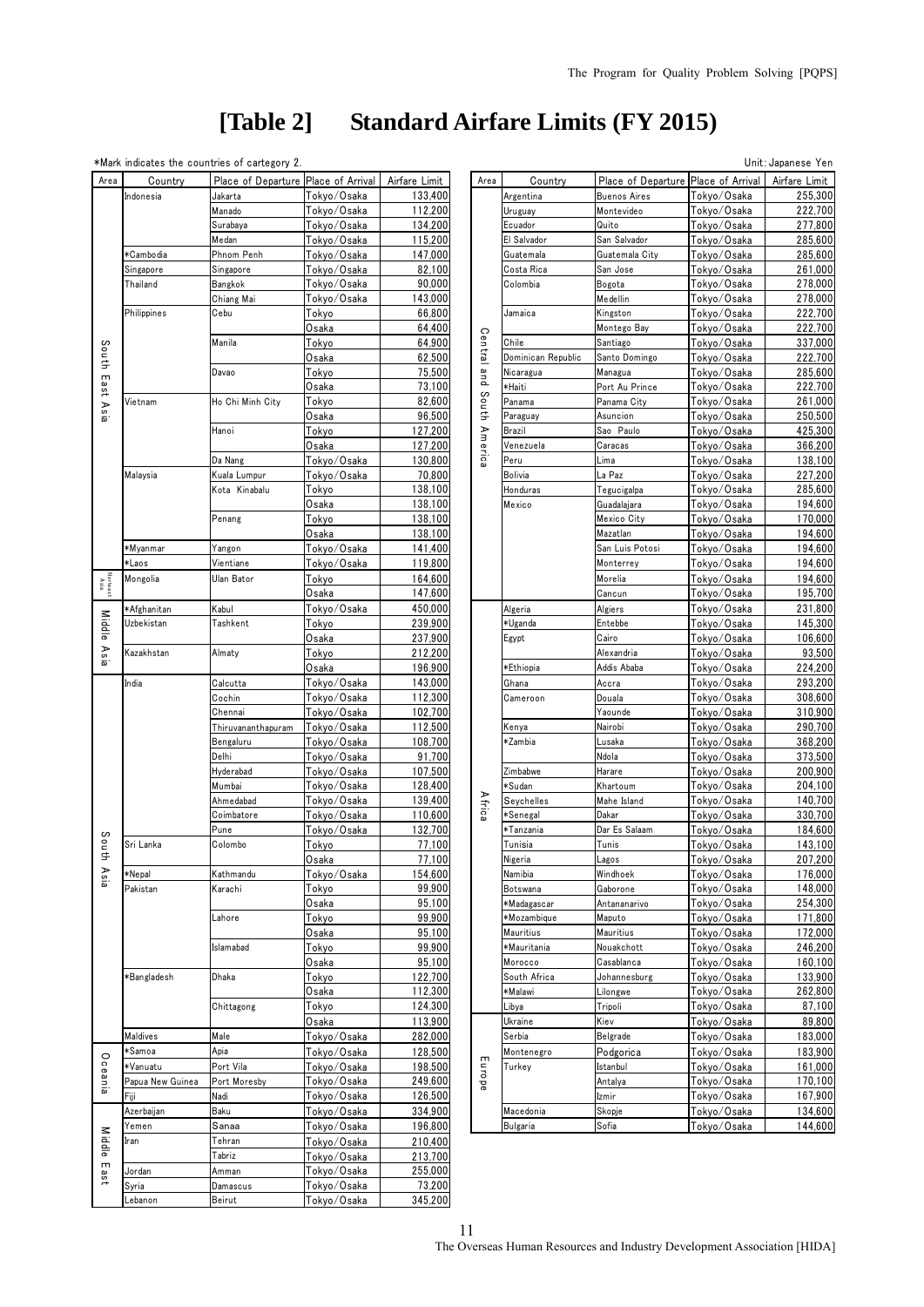# [Table 2] Standard Airfare Limits (FY 2015)

*Mark indicates the countries of cartegory 2.

Unit: Japanese Yen

| Area | Country | Place of Departure | Place of Arrival | Airfare Limit |
|---|---|---|---|---|
| South East Asia | Indonesia | Jakarta | Tokyo/Osaka | 133,400 |
| | | Manado | Tokyo/Osaka | 112,200 |
| | | Surabaya | Tokyo/Osaka | 134,200 |
| | | Medan | Tokyo/Osaka | 115,200 |
| | *Cambodia | Phnom Penh | Tokyo/Osaka | 147,000 |
| | Singapore | Singapore | Tokyo/Osaka | 82,100 |
| | Thailand | Bangkok | Tokyo/Osaka | 90,000 |
| | | Chiang Mai | Tokyo/Osaka | 143,000 |
| | Philippines | Cebu | Tokyo | 66,800 |
| | | | Osaka | 64,400 |
| | | Manila | Tokyo | 64,900 |
| | | | Osaka | 62,500 |
| | | Davao | Tokyo | 75,500 |
| | | | Osaka | 73,100 |
| | Vietnam | Ho Chi Minh City | Tokyo | 82,600 |
| | | | Osaka | 96,500 |
| | | Hanoi | Tokyo | 127,200 |
| | | | Osaka | 127,200 |
| | | Da Nang | Tokyo/Osaka | 130,800 |
| | Malaysia | Kuala Lumpur | Tokyo/Osaka | 70,800 |
| | | Kota Kinabalu | Tokyo | 138,100 |
| | | | Osaka | 138,100 |
| | | Penang | Tokyo | 138,100 |
| | | | Osaka | 138,100 |
| | *Myanmar | Yangon | Tokyo/Osaka | 141,400 |
| | *Laos | Vientiane | Tokyo/Osaka | 119,800 |
| Northeast Asia | Mongolia | Ulan Bator | Tokyo | 164,600 |
| | | | Osaka | 147,600 |
| Middle Asia | *Afghanitan | Kabul | Tokyo/Osaka | 450,000 |
| | Uzbekistan | Tashkent | Tokyo | 239,900 |
| | | | Osaka | 237,900 |
| | Kazakhstan | Almaty | Tokyo | 212,200 |
| | | | Osaka | 196,900 |
| South Asia | India | Calcutta | Tokyo/Osaka | 143,000 |
| | | Cochin | Tokyo/Osaka | 112,300 |
| | | Chennai | Tokyo/Osaka | 102,700 |
| | | Thiruvananthapuram | Tokyo/Osaka | 112,500 |
| | | Bengaluru | Tokyo/Osaka | 108,700 |
| | | Delhi | Tokyo/Osaka | 91,700 |
| | | Hyderabad | Tokyo/Osaka | 107,500 |
| | | Mumbai | Tokyo/Osaka | 128,400 |
| | | Ahmedabad | Tokyo/Osaka | 139,400 |
| | | Coimbatore | Tokyo/Osaka | 110,600 |
| | | Pune | Tokyo/Osaka | 132,700 |
| | Sri Lanka | Colombo | Tokyo | 77,100 |
| | | | Osaka | 77,100 |
| | *Nepal | Kathmandu | Tokyo/Osaka | 154,600 |
| | Pakistan | Karachi | Tokyo | 99,900 |
| | | | Osaka | 95,100 |
| | | Lahore | Tokyo | 99,900 |
| | | | Osaka | 95,100 |
| | | Islamabad | Tokyo | 99,900 |
| | | | Osaka | 95,100 |
| | *Bangladesh | Dhaka | Tokyo | 122,700 |
| | | | Osaka | 112,300 |
| | | Chittagong | Tokyo | 124,300 |
| | | | Osaka | 113,900 |
| | Maldives | Male | Tokyo/Osaka | 282,000 |
| Oceania | *Samoa | Apia | Tokyo/Osaka | 128,500 |
| | *Vanuatu | Port Vila | Tokyo/Osaka | 198,500 |
| | Papua New Guinea | Port Moresby | Tokyo/Osaka | 249,600 |
| | Fiji | Nadi | Tokyo/Osaka | 126,500 |
| Middle East | Azerbaijan | Baku | Tokyo/Osaka | 334,900 |
| | Yemen | Sanaa | Tokyo/Osaka | 196,800 |
| | Iran | Tehran | Tokyo/Osaka | 210,400 |
| | | Tabriz | Tokyo/Osaka | 213,700 |
| | Jordan | Amman | Tokyo/Osaka | 255,000 |
| | Syria | Damascus | Tokyo/Osaka | 73,200 |
| | Lebanon | Beirut | Tokyo/Osaka | 345,200 |
| Central and South America | Argentina | Buenos Aires | Tokyo/Osaka | 255,300 |
| | Uruguay | Montevideo | Tokyo/Osaka | 222,700 |
| | Ecuador | Quito | Tokyo/Osaka | 277,800 |
| | El Salvador | San Salvador | Tokyo/Osaka | 285,600 |
| | Guatemala | Guatemala City | Tokyo/Osaka | 285,600 |
| | Costa Rica | San Jose | Tokyo/Osaka | 261,000 |
| | Colombia | Bogota | Tokyo/Osaka | 278,000 |
| | | Medellin | Tokyo/Osaka | 278,000 |
| | Jamaica | Kingston | Tokyo/Osaka | 222,700 |
| | | Montego Bay | Tokyo/Osaka | 222,700 |
| | Chile | Santiago | Tokyo/Osaka | 337,000 |
| | Dominican Republic | Santo Domingo | Tokyo/Osaka | 222,700 |
| | Nicaragua | Managua | Tokyo/Osaka | 285,600 |
| | *Haiti | Port Au Prince | Tokyo/Osaka | 222,700 |
| | Panama | Panama City | Tokyo/Osaka | 261,000 |
| | Paraguay | Asuncion | Tokyo/Osaka | 250,500 |
| | Brazil | Sao Paulo | Tokyo/Osaka | 425,300 |
| | Venezuela | Caracas | Tokyo/Osaka | 366,200 |
| | Peru | Lima | Tokyo/Osaka | 138,100 |
| | Bolivia | La Paz | Tokyo/Osaka | 227,200 |
| | Honduras | Tegucigalpa | Tokyo/Osaka | 285,600 |
| | Mexico | Guadalajara | Tokyo/Osaka | 194,600 |
| | | Mexico City | Tokyo/Osaka | 170,000 |
| | | Mazatlan | Tokyo/Osaka | 194,600 |
| | | San Luis Potosi | Tokyo/Osaka | 194,600 |
| | | Monterrey | Tokyo/Osaka | 194,600 |
| | | Morelia | Tokyo/Osaka | 194,600 |
| | | Cancun | Tokyo/Osaka | 195,700 |
| Africa | Algeria | Algiers | Tokyo/Osaka | 231,800 |
| | *Uganda | Entebbe | Tokyo/Osaka | 145,300 |
| | Egypt | Cairo | Tokyo/Osaka | 106,600 |
| | | Alexandria | Tokyo/Osaka | 93,500 |
| | *Ethiopia | Addis Ababa | Tokyo/Osaka | 224,200 |
| | Ghana | Accra | Tokyo/Osaka | 293,200 |
| | Cameroon | Douala | Tokyo/Osaka | 308,600 |
| | | Yaounde | Tokyo/Osaka | 310,900 |
| | Kenya | Nairobi | Tokyo/Osaka | 290,700 |
| | *Zambia | Lusaka | Tokyo/Osaka | 368,200 |
| | | Ndola | Tokyo/Osaka | 373,500 |
| | Zimbabwe | Harare | Tokyo/Osaka | 200,900 |
| | *Sudan | Khartoum | Tokyo/Osaka | 204,100 |
| | Seychelles | Mahe Island | Tokyo/Osaka | 140,700 |
| | *Senegal | Dakar | Tokyo/Osaka | 330,700 |
| | *Tanzania | Dar Es Salaam | Tokyo/Osaka | 184,600 |
| | Tunisia | Tunis | Tokyo/Osaka | 143,100 |
| | Nigeria | Lagos | Tokyo/Osaka | 207,200 |
| | Namibia | Windhoek | Tokyo/Osaka | 176,000 |
| | Botswana | Gaborone | Tokyo/Osaka | 148,000 |
| | *Madagascar | Antananarivo | Tokyo/Osaka | 254,300 |
| | *Mozambique | Maputo | Tokyo/Osaka | 171,800 |
| | Mauritius | Mauritius | Tokyo/Osaka | 172,000 |
| | *Mauritania | Nouakchott | Tokyo/Osaka | 246,200 |
| | Morocco | Casablanca | Tokyo/Osaka | 160,100 |
| | South Africa | Johannesburg | Tokyo/Osaka | 133,900 |
| | *Malawi | Lilongwe | Tokyo/Osaka | 262,800 |
| | Libya | Tripoli | Tokyo/Osaka | 87,100 |
| Europe | Ukraine | Kiev | Tokyo/Osaka | 89,800 |
| | Serbia | Belgrade | Tokyo/Osaka | 183,000 |
| | Montenegro | Podgorica | Tokyo/Osaka | 183,900 |
| | Turkey | Istanbul | Tokyo/Osaka | 161,000 |
| | | Antalya | Tokyo/Osaka | 170,100 |
| | | Izmir | Tokyo/Osaka | 167,900 |
| | Macedonia | Skopje | Tokyo/Osaka | 134,600 |
| | Bulgaria | Sofia | Tokyo/Osaka | 144,600 |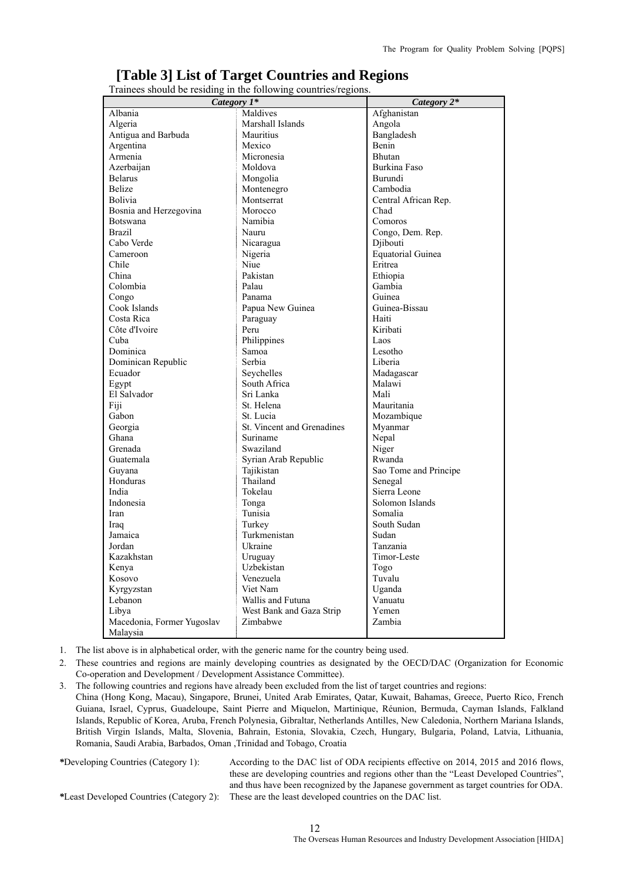# [Table 3] List of Target Countries and Regions

Trainees should be residing in the following countries/regions.

| *Category 1** | | *Category 2** |
|---|---|---|
| Albania | Maldives | Afghanistan |
| Algeria | Marshall Islands | Angola |
| Antigua and Barbuda | Mauritius | Bangladesh |
| Argentina | Mexico | Benin |
| Armenia | Micronesia | Bhutan |
| Azerbaijan | Moldova | Burkina Faso |
| Belarus | Mongolia | Burundi |
| Belize | Montenegro | Cambodia |
| Bolivia | Montserrat | Central African Rep. |
| Bosnia and Herzegovina | Morocco | Chad |
| Botswana | Namibia | Comoros |
| Brazil | Nauru | Congo, Dem. Rep. |
| Cabo Verde | Nicaragua | Djibouti |
| Cameroon | Nigeria | Equatorial Guinea |
| Chile | Niue | Eritrea |
| China | Pakistan | Ethiopia |
| Colombia | Palau | Gambia |
| Congo | Panama | Guinea |
| Cook Islands | Papua New Guinea | Guinea-Bissau |
| Costa Rica | Paraguay | Haiti |
| Côte d'Ivoire | Peru | Kiribati |
| Cuba | Philippines | Laos |
| Dominica | Samoa | Lesotho |
| Dominican Republic | Serbia | Liberia |
| Ecuador | Seychelles | Madagascar |
| Egypt | South Africa | Malawi |
| El Salvador | Sri Lanka | Mali |
| Fiji | St. Helena | Mauritania |
| Gabon | St. Lucia | Mozambique |
| Georgia | St. Vincent and Grenadines | Myanmar |
| Ghana | Suriname | Nepal |
| Grenada | Swaziland | Niger |
| Guatemala | Syrian Arab Republic | Rwanda |
| Guyana | Tajikistan | Sao Tome and Principe |
| Honduras | Thailand | Senegal |
| India | Tokelau | Sierra Leone |
| Indonesia | Tonga | Solomon Islands |
| Iran | Tunisia | Somalia |
| Iraq | Turkey | South Sudan |
| Jamaica | Turkmenistan | Sudan |
| Jordan | Ukraine | Tanzania |
| Kazakhstan | Uruguay | Timor-Leste |
| Kenya | Uzbekistan | Togo |
| Kosovo | Venezuela | Tuvalu |
| Kyrgyzstan | Viet Nam | Uganda |
| Lebanon | Wallis and Futuna | Vanuatu |
| Libya | West Bank and Gaza Strip | Yemen |
| Macedonia, Former Yugoslav | Zimbabwe | Zambia |
| Malaysia | | |

1. The list above is in alphabetical order, with the generic name for the country being used.
2. These countries and regions are mainly developing countries as designated by the OECD/DAC (Organization for Economic Co-operation and Development / Development Assistance Committee).
3. The following countries and regions have already been excluded from the list of target countries and regions:
   China (Hong Kong, Macau), Singapore, Brunei, United Arab Emirates, Qatar, Kuwait, Bahamas, Greece, Puerto Rico, French Guiana, Israel, Cyprus, Guadeloupe, Saint Pierre and Miquelon, Martinique, Réunion, Bermuda, Cayman Islands, Falkland Islands, Republic of Korea, Aruba, French Polynesia, Gibraltar, Netherlands Antilles, New Caledonia, Northern Mariana Islands, British Virgin Islands, Malta, Slovenia, Bahrain, Estonia, Slovakia, Czech, Hungary, Bulgaria, Poland, Latvia, Lithuania, Romania, Saudi Arabia, Barbados, Oman ,Trinidad and Tobago, Croatia

***Developing Countries (Category 1):** According to the DAC list of ODA recipients effective on 2014, 2015 and 2016 flows, these are developing countries and regions other than the "Least Developed Countries", and thus have been recognized by the Japanese government as target countries for ODA.

***Least Developed Countries (Category 2):** These are the least developed countries on the DAC list.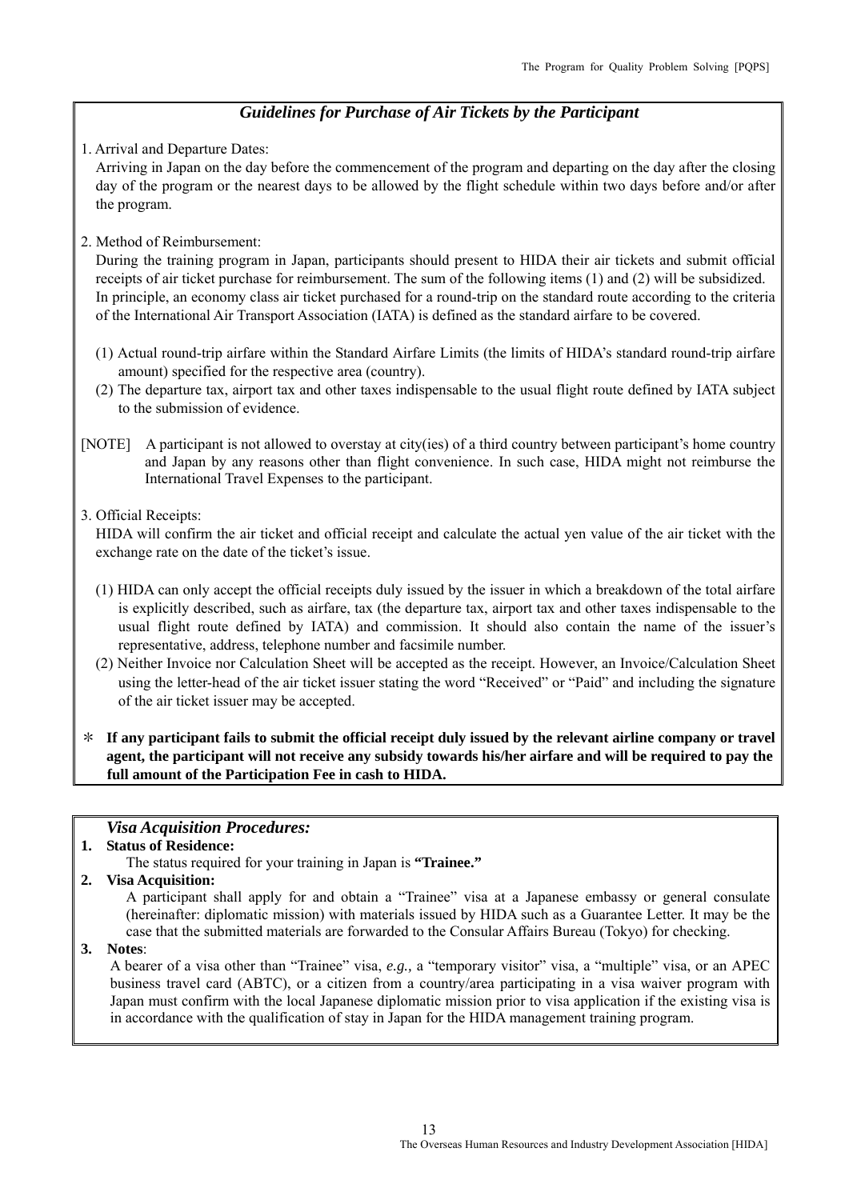## *Guidelines for Purchase of Air Tickets by the Participant*

1. Arrival and Departure Dates:

   Arriving in Japan on the day before the commencement of the program and departing on the day after the closing day of the program or the nearest days to be allowed by the flight schedule within two days before and/or after the program.

2. Method of Reimbursement:

   During the training program in Japan, participants should present to HIDA their air tickets and submit official receipts of air ticket purchase for reimbursement. The sum of the following items (1) and (2) will be subsidized. In principle, an economy class air ticket purchased for a round-trip on the standard route according to the criteria of the International Air Transport Association (IATA) is defined as the standard airfare to be covered.

   (1) Actual round-trip airfare within the Standard Airfare Limits (the limits of HIDA's standard round-trip airfare amount) specified for the respective area (country).

   (2) The departure tax, airport tax and other taxes indispensable to the usual flight route defined by IATA subject to the submission of evidence.

[NOTE] A participant is not allowed to overstay at city(ies) of a third country between participant's home country and Japan by any reasons other than flight convenience. In such case, HIDA might not reimburse the International Travel Expenses to the participant.

3. Official Receipts:

   HIDA will confirm the air ticket and official receipt and calculate the actual yen value of the air ticket with the exchange rate on the date of the ticket's issue.

   (1) HIDA can only accept the official receipts duly issued by the issuer in which a breakdown of the total airfare is explicitly described, such as airfare, tax (the departure tax, airport tax and other taxes indispensable to the usual flight route defined by IATA) and commission. It should also contain the name of the issuer's representative, address, telephone number and facsimile number.

   (2) Neither Invoice nor Calculation Sheet will be accepted as the receipt. However, an Invoice/Calculation Sheet using the letter-head of the air ticket issuer stating the word "Received" or "Paid" and including the signature of the air ticket issuer may be accepted.

＊ **If any participant fails to submit the official receipt duly issued by the relevant airline company or travel agent, the participant will not receive any subsidy towards his/her airfare and will be required to pay the full amount of the Participation Fee in cash to HIDA.**

## *Visa Acquisition Procedures:*

1. **Status of Residence:**

   The status required for your training in Japan is **"Trainee."**

2. **Visa Acquisition:**

   A participant shall apply for and obtain a "Trainee" visa at a Japanese embassy or general consulate (hereinafter: diplomatic mission) with materials issued by HIDA such as a Guarantee Letter. It may be the case that the submitted materials are forwarded to the Consular Affairs Bureau (Tokyo) for checking.

3. **Notes**:

   A bearer of a visa other than "Trainee" visa, *e.g.,* a "temporary visitor" visa, a "multiple" visa, or an APEC business travel card (ABTC), or a citizen from a country/area participating in a visa waiver program with Japan must confirm with the local Japanese diplomatic mission prior to visa application if the existing visa is in accordance with the qualification of stay in Japan for the HIDA management training program.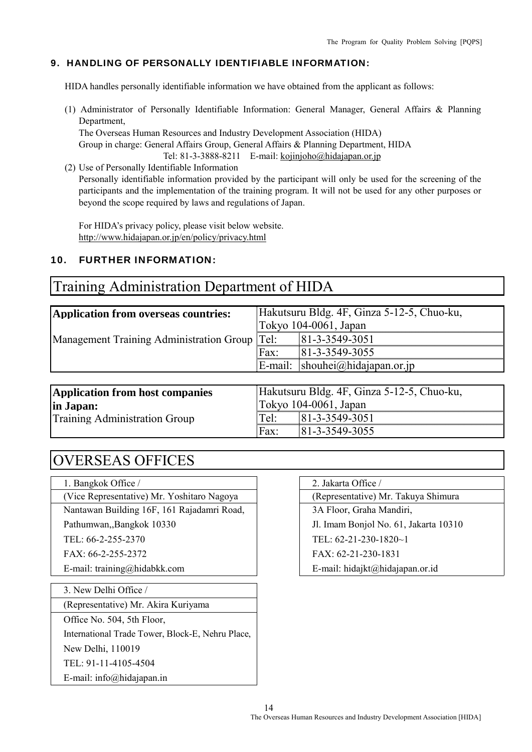## 9. HANDLING OF PERSONALLY IDENTIFIABLE INFORMATION:

HIDA handles personally identifiable information we have obtained from the applicant as follows:

(1) Administrator of Personally Identifiable Information: General Manager, General Affairs & Planning Department,
The Overseas Human Resources and Industry Development Association (HIDA)
Group in charge: General Affairs Group, General Affairs & Planning Department, HIDA
Tel: 81-3-3888-8211 E-mail: kojinjoho@hidajapan.or.jp

(2) Use of Personally Identifiable Information
Personally identifiable information provided by the participant will only be used for the screening of the participants and the implementation of the training program. It will not be used for any other purposes or beyond the scope required by laws and regulations of Japan.

For HIDA's privacy policy, please visit below website.
http://www.hidajapan.or.jp/en/policy/privacy.html

## 10. FURTHER INFORMATION:

# Training Administration Department of HIDA

| **Application from overseas countries:** | Hakutsuru Bldg. 4F, Ginza 5-12-5, Chuo-ku, Tokyo 104-0061, Japan | |
|---|---|---|
| Management Training Administration Group | Tel: | 81-3-3549-3051 |
| | Fax: | 81-3-3549-3055 |
| | E-mail: | shouhei@hidajapan.or.jp |

| **Application from host companies in Japan:** | Hakutsuru Bldg. 4F, Ginza 5-12-5, Chuo-ku, Tokyo 104-0061, Japan | |
|---|---|---|
| Training Administration Group | Tel: | 81-3-3549-3051 |
| | Fax: | 81-3-3549-3055 |

# OVERSEAS OFFICES

| 1. Bangkok Office / |
|---|
| (Vice Representative) Mr. Yoshitaro Nagoya |
| Nantawan Building 16F, 161 Rajadamri Road, Pathumwan,,Bangkok 10330 |
| TEL: 66-2-255-2370 |
| FAX: 66-2-255-2372 |
| E-mail: training@hidabkk.com |

| 2. Jakarta Office / |
|---|
| (Representative) Mr. Takuya Shimura |
| 3A Floor, Graha Mandiri, Jl. Imam Bonjol No. 61, Jakarta 10310 |
| TEL: 62-21-230-1820~1 |
| FAX: 62-21-230-1831 |
| E-mail: hidajkt@hidajapan.or.id |

| 3. New Delhi Office / |
|---|
| (Representative) Mr. Akira Kuriyama |
| Office No. 504, 5th Floor, International Trade Tower, Block-E, Nehru Place, New Delhi, 110019 |
| TEL: 91-11-4105-4504 |
| E-mail: info@hidajapan.in |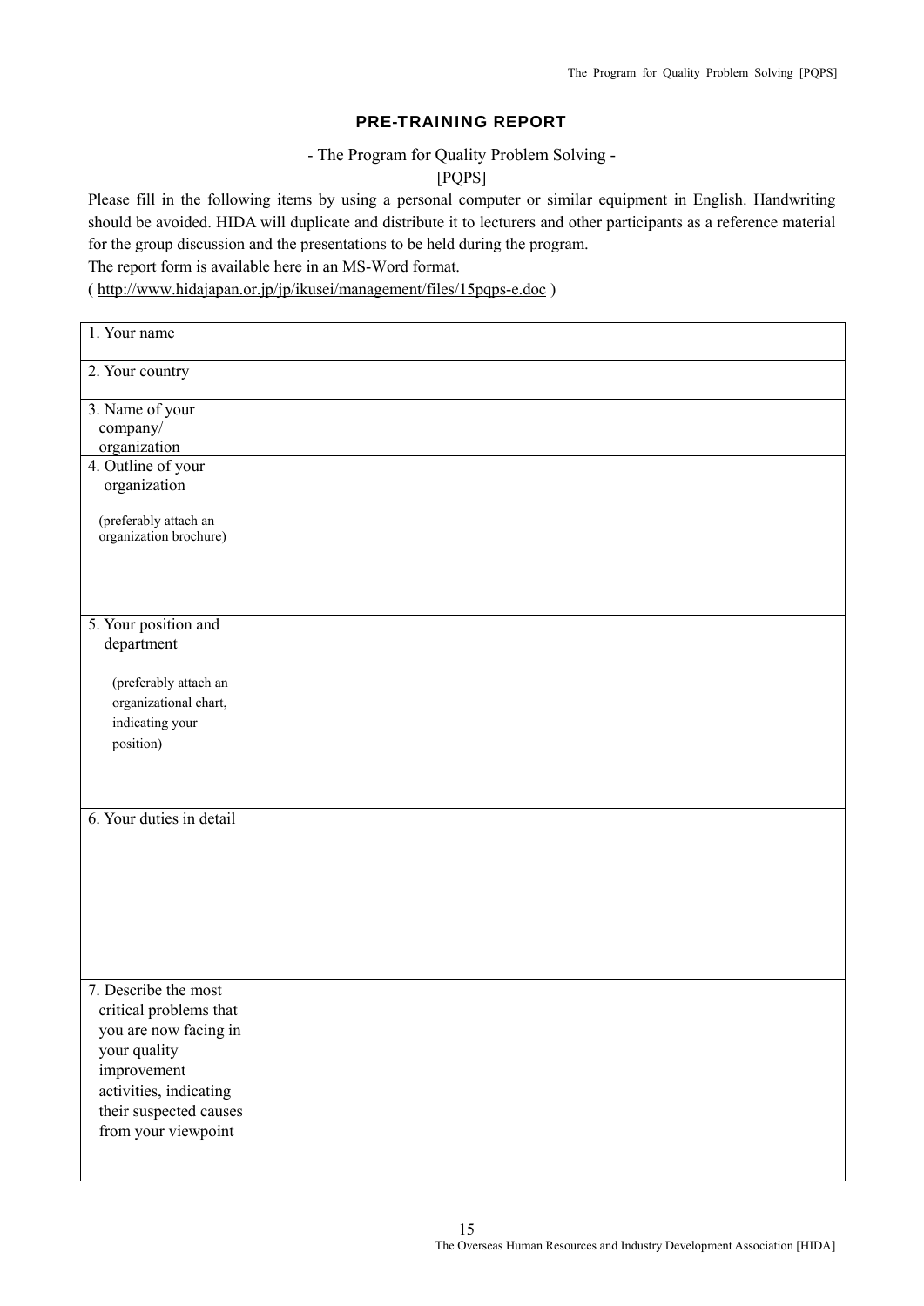## PRE-TRAINING REPORT

- The Program for Quality Problem Solving -

[PQPS]

Please fill in the following items by using a personal computer or similar equipment in English. Handwriting should be avoided. HIDA will duplicate and distribute it to lecturers and other participants as a reference material for the group discussion and the presentations to be held during the program.

The report form is available here in an MS-Word format.

( http://www.hidajapan.or.jp/jp/ikusei/management/files/15pqps-e.doc )

| | |
|---|---|
| 1. Your name | |
| 2. Your country | |
| 3. Name of your company/ organization | |
| 4. Outline of your organization (preferably attach an organization brochure) | |
| 5. Your position and department (preferably attach an organizational chart, indicating your position) | |
| 6. Your duties in detail | |
| 7. Describe the most critical problems that you are now facing in your quality improvement activities, indicating their suspected causes from your viewpoint | |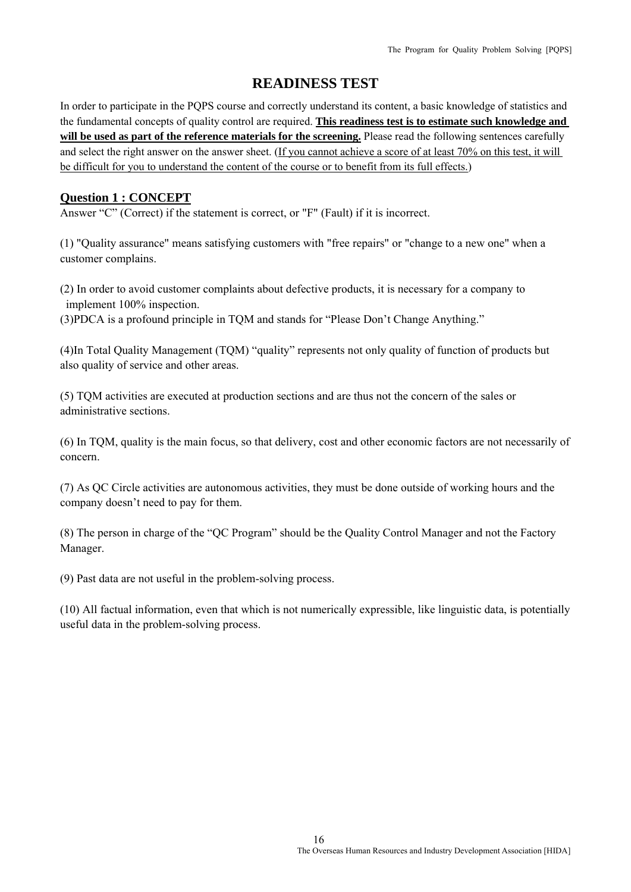# READINESS TEST

In order to participate in the PQPS course and correctly understand its content, a basic knowledge of statistics and the fundamental concepts of quality control are required. **This readiness test is to estimate such knowledge and will be used as part of the reference materials for the screening.** Please read the following sentences carefully and select the right answer on the answer sheet. (If you cannot achieve a score of at least 70% on this test, it will be difficult for you to understand the content of the course or to benefit from its full effects.)

## Question 1 : CONCEPT

Answer “C” (Correct) if the statement is correct, or "F" (Fault) if it is incorrect.

(1) "Quality assurance" means satisfying customers with "free repairs" or "change to a new one" when a customer complains.

(2) In order to avoid customer complaints about defective products, it is necessary for a company to implement 100% inspection.

(3)PDCA is a profound principle in TQM and stands for “Please Don’t Change Anything.”

(4)In Total Quality Management (TQM) “quality” represents not only quality of function of products but also quality of service and other areas.

(5) TQM activities are executed at production sections and are thus not the concern of the sales or administrative sections.

(6) In TQM, quality is the main focus, so that delivery, cost and other economic factors are not necessarily of concern.

(7) As QC Circle activities are autonomous activities, they must be done outside of working hours and the company doesn’t need to pay for them.

(8) The person in charge of the “QC Program” should be the Quality Control Manager and not the Factory Manager.

(9) Past data are not useful in the problem-solving process.

(10) All factual information, even that which is not numerically expressible, like linguistic data, is potentially useful data in the problem-solving process.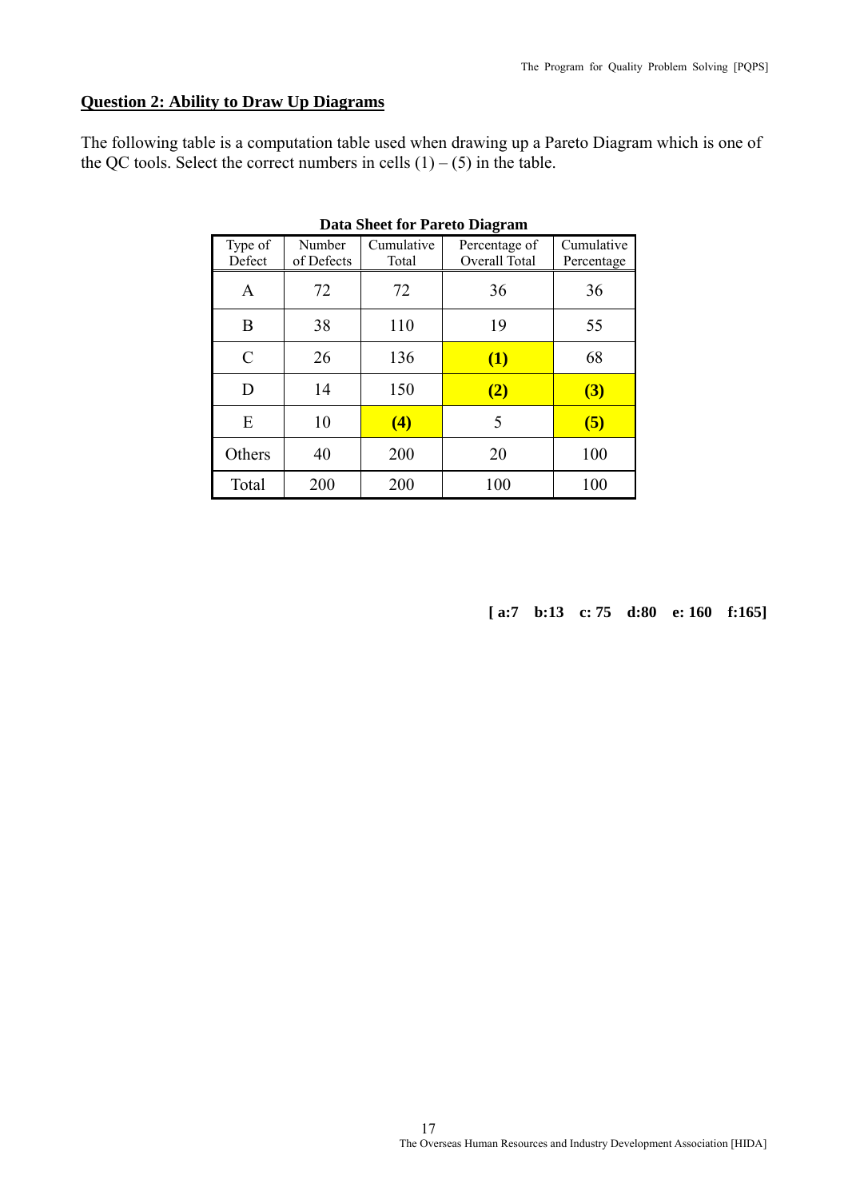## Question 2: Ability to Draw Up Diagrams

The following table is a computation table used when drawing up a Pareto Diagram which is one of the QC tools. Select the correct numbers in cells (1) – (5) in the table.

**Data Sheet for Pareto Diagram**

| Type of Defect | Number of Defects | Cumulative Total | Percentage of Overall Total | Cumulative Percentage |
|---|---|---|---|---|
| A | 72 | 72 | 36 | 36 |
| B | 38 | 110 | 19 | 55 |
| C | 26 | 136 | **(1)** | 68 |
| D | 14 | 150 | **(2)** | **(3)** |
| E | 10 | **(4)** | 5 | **(5)** |
| Others | 40 | 200 | 20 | 100 |
| Total | 200 | 200 | 100 | 100 |

**[ a:7 b:13 c: 75 d:80 e: 160 f:165]**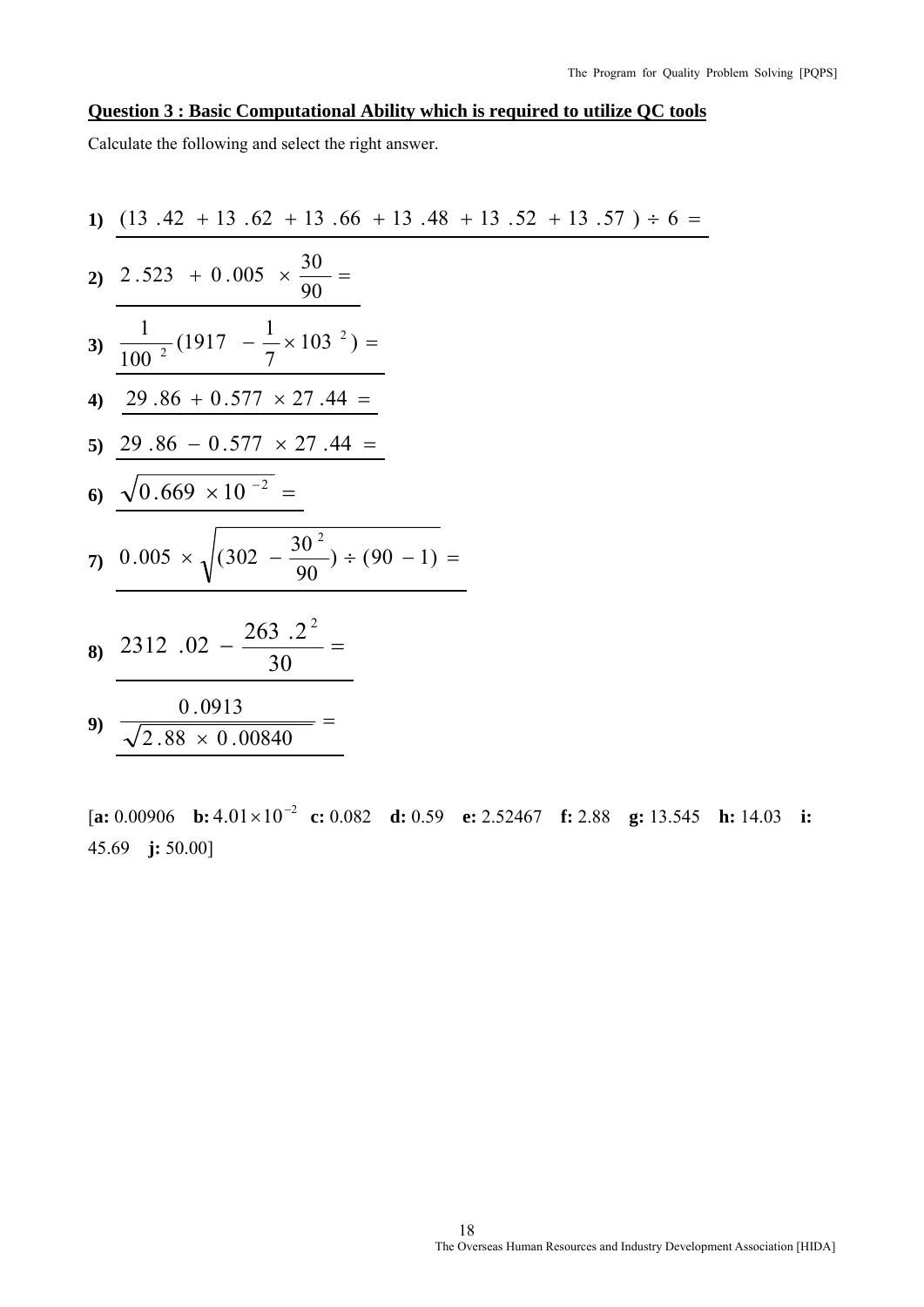**Question 3 : Basic Computational Ability which is required to utilize QC tools**

Calculate the following and select the right answer.

**1)** $(13.42 + 13.62 + 13.66 + 13.48 + 13.52 + 13.57) \div 6 =$

**2)** $2.523 + 0.005 \times \dfrac{30}{90} =$

**3)** $\dfrac{1}{100^2}(1917 - \dfrac{1}{7} \times 103^2) =$

**4)** $29.86 + 0.577 \times 27.44 =$

**5)** $29.86 - 0.577 \times 27.44 =$

**6)** $\sqrt{0.669 \times 10^{-2}} =$

**7)** $0.005 \times \sqrt{(302 - \dfrac{30^2}{90}) \div (90 - 1)} =$

**8)** $2312.02 - \dfrac{263.2^2}{30} =$

**9)** $\dfrac{0.0913}{\sqrt{2.88 \times 0.00840}} =$

[**a:** 0.00906 **b:** $4.01 \times 10^{-2}$ **c:** 0.082 **d:** 0.59 **e:** 2.52467 **f:** 2.88 **g:** 13.545 **h:** 14.03 **i:** 45.69 **j:** 50.00]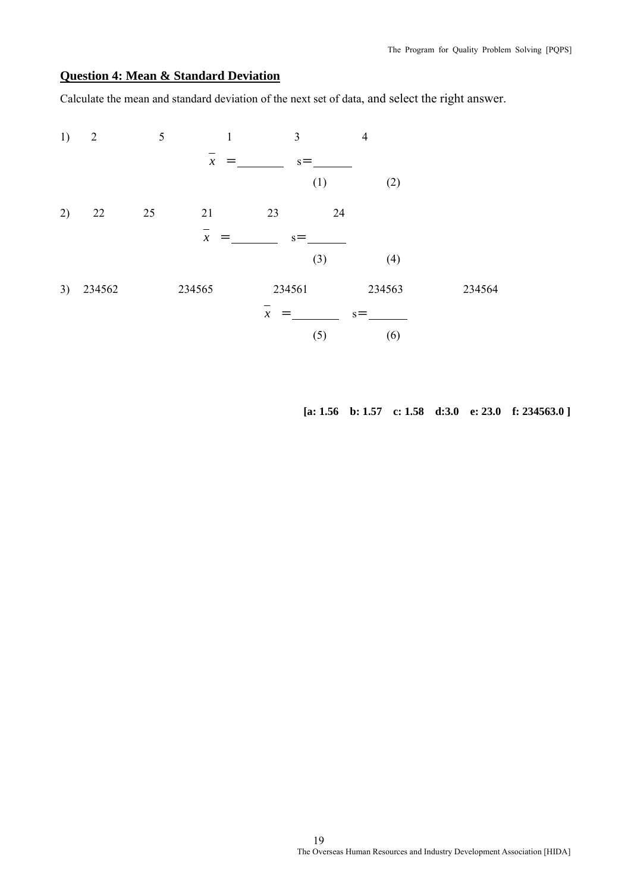## Question 4: Mean & Standard Deviation

Calculate the mean and standard deviation of the next set of data, and select the right answer.

1) 2 5 1 3 4

$\bar{x}$ = ________ s= ______

(1) (2)

2) 22 25 21 23 24

$\bar{x}$ = ________ s= ______

(3) (4)

3) 234562 234565 234561 234563 234564

$\bar{x}$ = ________ s= ______

(5) (6)

**[a: 1.56 b: 1.57 c: 1.58 d:3.0 e: 23.0 f: 234563.0 ]**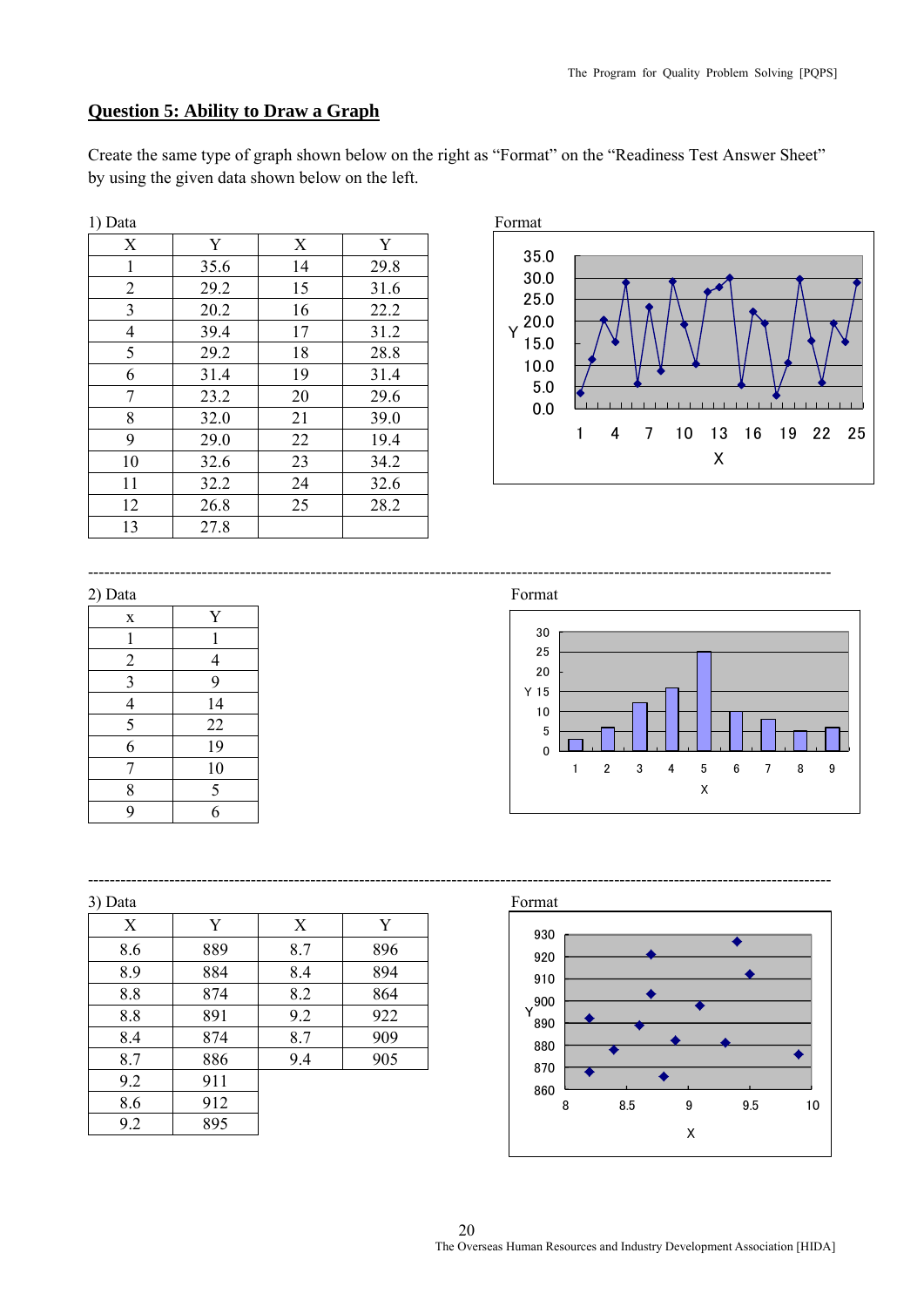## Question 5: Ability to Draw a Graph

Create the same type of graph shown below on the right as "Format" on the "Readiness Test Answer Sheet" by using the given data shown below on the left.

1) Data

| X | Y | X | Y |
|---|---|---|---|
| 1 | 35.6 | 14 | 29.8 |
| 2 | 29.2 | 15 | 31.6 |
| 3 | 20.2 | 16 | 22.2 |
| 4 | 39.4 | 17 | 31.2 |
| 5 | 29.2 | 18 | 28.8 |
| 6 | 31.4 | 19 | 31.4 |
| 7 | 23.2 | 20 | 29.6 |
| 8 | 32.0 | 21 | 39.0 |
| 9 | 29.0 | 22 | 19.4 |
| 10 | 32.6 | 23 | 34.2 |
| 11 | 32.2 | 24 | 32.6 |
| 12 | 26.8 | 25 | 28.2 |
| 13 | 27.8 | | |

Format

---

2) Data

| x | Y |
|---|---|
| 1 | 1 |
| 2 | 4 |
| 3 | 9 |
| 4 | 14 |
| 5 | 22 |
| 6 | 19 |
| 7 | 10 |
| 8 | 5 |
| 9 | 6 |

Format

---

3) Data

| X | Y | X | Y |
|---|---|---|---|
| 8.6 | 889 | 8.7 | 896 |
| 8.9 | 884 | 8.4 | 894 |
| 8.8 | 874 | 8.2 | 864 |
| 8.8 | 891 | 9.2 | 922 |
| 8.4 | 874 | 8.7 | 909 |
| 8.7 | 886 | 9.4 | 905 |
| 9.2 | 911 | | |
| 8.6 | 912 | | |
| 9.2 | 895 | | |

Format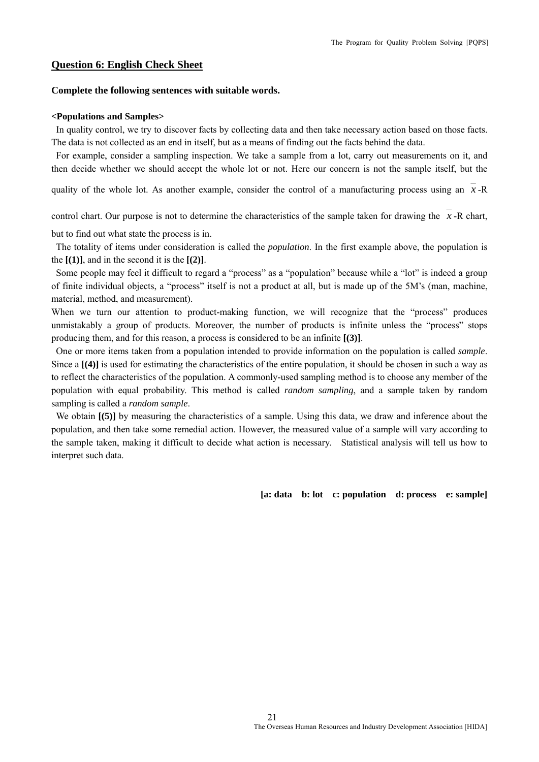## Question 6: English Check Sheet

**Complete the following sentences with suitable words.**

**<Populations and Samples>**

In quality control, we try to discover facts by collecting data and then take necessary action based on those facts. The data is not collected as an end in itself, but as a means of finding out the facts behind the data.

For example, consider a sampling inspection. We take a sample from a lot, carry out measurements on it, and then decide whether we should accept the whole lot or not. Here our concern is not the sample itself, but the quality of the whole lot. As another example, consider the control of a manufacturing process using an $\bar{x}$-R control chart. Our purpose is not to determine the characteristics of the sample taken for drawing the $\bar{x}$-R chart, but to find out what state the process is in.

The totality of items under consideration is called the *population*. In the first example above, the population is the **[(1)]**, and in the second it is the **[(2)]**.

Some people may feel it difficult to regard a "process" as a "population" because while a "lot" is indeed a group of finite individual objects, a "process" itself is not a product at all, but is made up of the 5M's (man, machine, material, method, and measurement).

When we turn our attention to product-making function, we will recognize that the "process" produces unmistakably a group of products. Moreover, the number of products is infinite unless the "process" stops producing them, and for this reason, a process is considered to be an infinite **[(3)]**.

One or more items taken from a population intended to provide information on the population is called *sample*. Since a **[(4)]** is used for estimating the characteristics of the entire population, it should be chosen in such a way as to reflect the characteristics of the population. A commonly-used sampling method is to choose any member of the population with equal probability. This method is called *random sampling*, and a sample taken by random sampling is called a *random sample*.

We obtain **[(5)]** by measuring the characteristics of a sample. Using this data, we draw and inference about the population, and then take some remedial action. However, the measured value of a sample will vary according to the sample taken, making it difficult to decide what action is necessary. Statistical analysis will tell us how to interpret such data.

**[a: data b: lot c: population d: process e: sample]**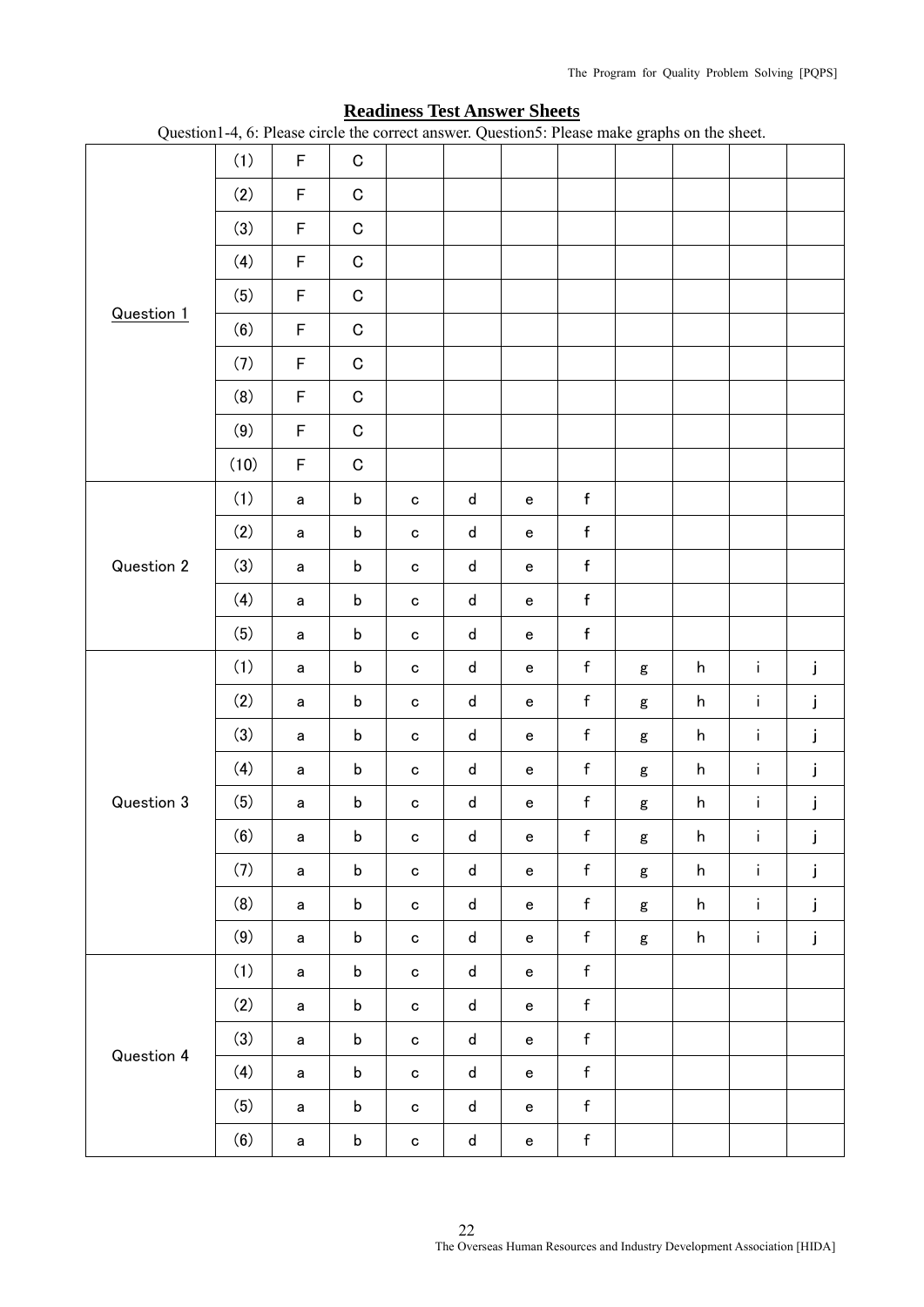## Readiness Test Answer Sheets

Question1-4, 6: Please circle the correct answer. Question5: Please make graphs on the sheet.

| | | | | | | | | | | | |
|---|---|---|---|---|---|---|---|---|---|---|---|
| Question 1 | (1) | F | C | | | | | | | | |
| | (2) | F | C | | | | | | | | |
| | (3) | F | C | | | | | | | | |
| | (4) | F | C | | | | | | | | |
| | (5) | F | C | | | | | | | | |
| | (6) | F | C | | | | | | | | |
| | (7) | F | C | | | | | | | | |
| | (8) | F | C | | | | | | | | |
| | (9) | F | C | | | | | | | | |
| | (10) | F | C | | | | | | | | |
| Question 2 | (1) | a | b | c | d | e | f | | | | |
| | (2) | a | b | c | d | e | f | | | | |
| | (3) | a | b | c | d | e | f | | | | |
| | (4) | a | b | c | d | e | f | | | | |
| | (5) | a | b | c | d | e | f | | | | |
| Question 3 | (1) | a | b | c | d | e | f | g | h | i | j |
| | (2) | a | b | c | d | e | f | g | h | i | j |
| | (3) | a | b | c | d | e | f | g | h | i | j |
| | (4) | a | b | c | d | e | f | g | h | i | j |
| | (5) | a | b | c | d | e | f | g | h | i | j |
| | (6) | a | b | c | d | e | f | g | h | i | j |
| | (7) | a | b | c | d | e | f | g | h | i | j |
| | (8) | a | b | c | d | e | f | g | h | i | j |
| | (9) | a | b | c | d | e | f | g | h | i | j |
| Question 4 | (1) | a | b | c | d | e | f | | | | |
| | (2) | a | b | c | d | e | f | | | | |
| | (3) | a | b | c | d | e | f | | | | |
| | (4) | a | b | c | d | e | f | | | | |
| | (5) | a | b | c | d | e | f | | | | |
| | (6) | a | b | c | d | e | f | | | | |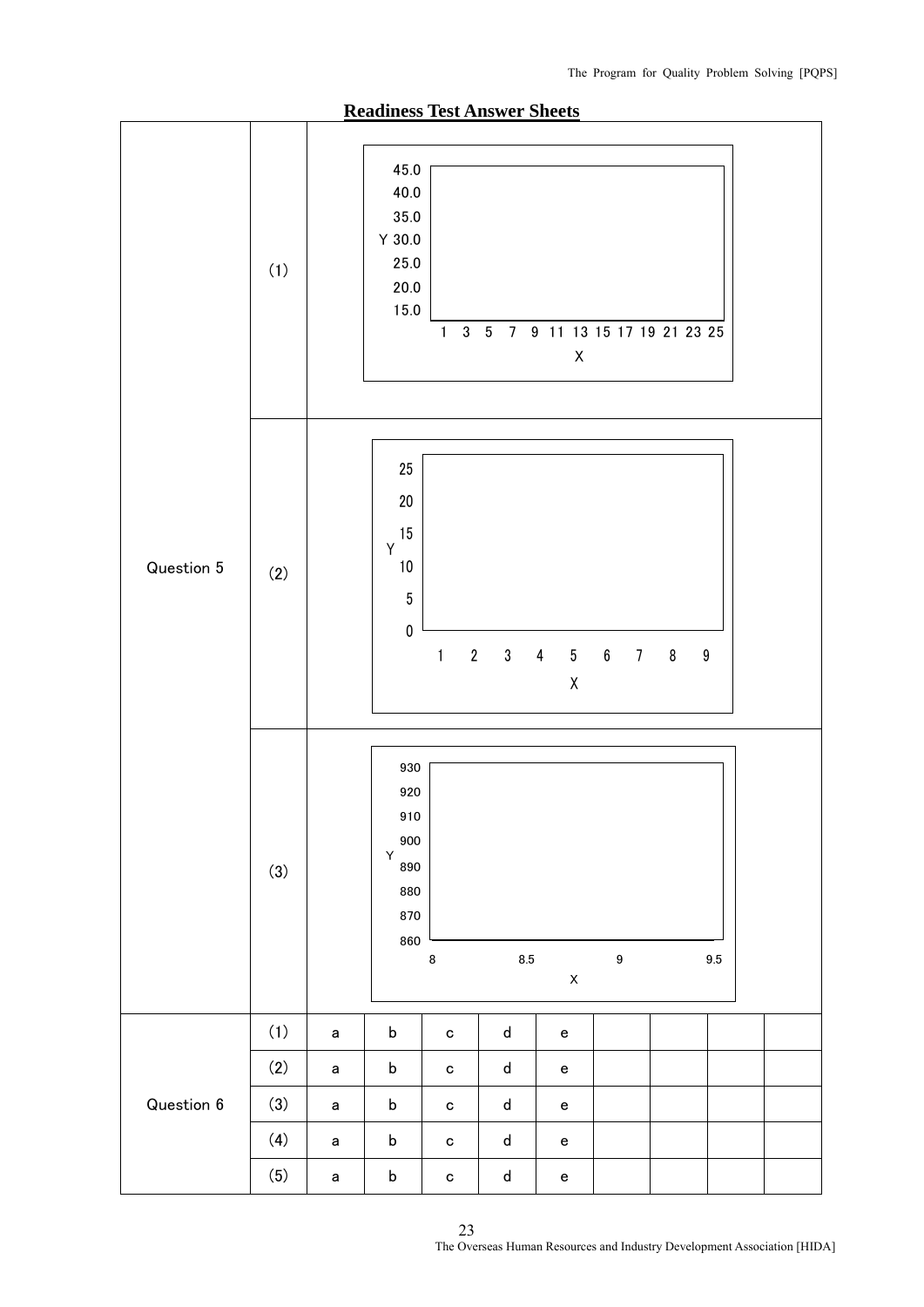## Readiness Test Answer Sheets

| | | |
|---|---|---|
| Question 5 | (1) | Y axis: 45.0, 40.0, 35.0, 30.0, 25.0, 20.0, 15.0; X axis: 1 3 5 7 9 11 13 15 17 19 21 23 25 |
| | (2) | Y axis: 25, 20, 15, 10, 5, 0; X axis: 1 2 3 4 5 6 7 8 9 |
| | (3) | Y axis: 930, 920, 910, 900, 890, 880, 870, 860; X axis: 8, 8.5, 9, 9.5 |

| | | | | | | | | | | |
|---|---|---|---|---|---|---|---|---|---|---|
| Question 6 | (1) | a | b | c | d | e | | | | |
| | (2) | a | b | c | d | e | | | | |
| | (3) | a | b | c | d | e | | | | |
| | (4) | a | b | c | d | e | | | | |
| | (5) | a | b | c | d | e | | | | |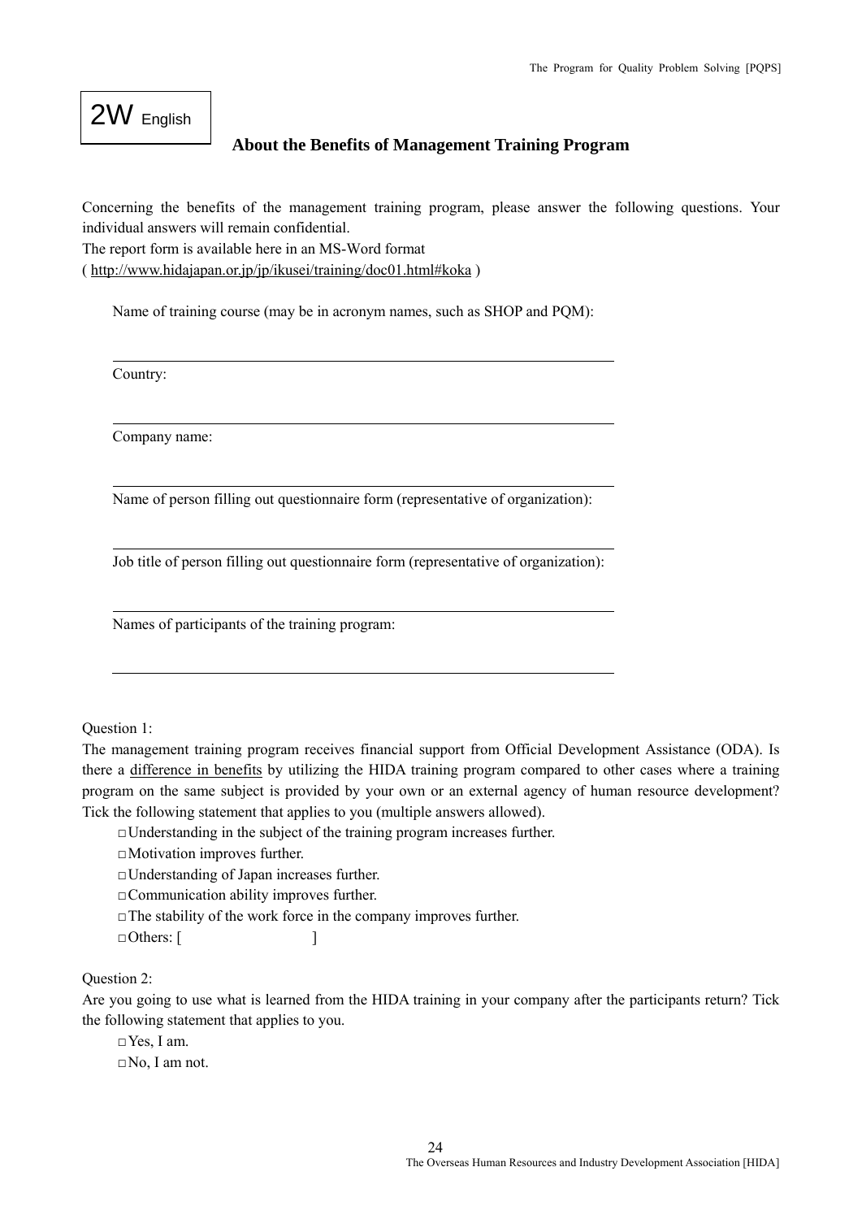2W English

## About the Benefits of Management Training Program

Concerning the benefits of the management training program, please answer the following questions. Your individual answers will remain confidential.
The report form is available here in an MS-Word format
( http://www.hidajapan.or.jp/jp/ikusei/training/doc01.html#koka )

Name of training course (may be in acronym names, such as SHOP and PQM):

___

Country:

___

Company name:

___

Name of person filling out questionnaire form (representative of organization):

___

Job title of person filling out questionnaire form (representative of organization):

___

Names of participants of the training program:

___

Question 1:
The management training program receives financial support from Official Development Assistance (ODA). Is there a difference in benefits by utilizing the HIDA training program compared to other cases where a training program on the same subject is provided by your own or an external agency of human resource development? Tick the following statement that applies to you (multiple answers allowed).

□ Understanding in the subject of the training program increases further.
□ Motivation improves further.
□ Understanding of Japan increases further.
□ Communication ability improves further.
□ The stability of the work force in the company improves further.
□ Others: [                              ]

Question 2:
Are you going to use what is learned from the HIDA training in your company after the participants return? Tick the following statement that applies to you.

□ Yes, I am.
□ No, I am not.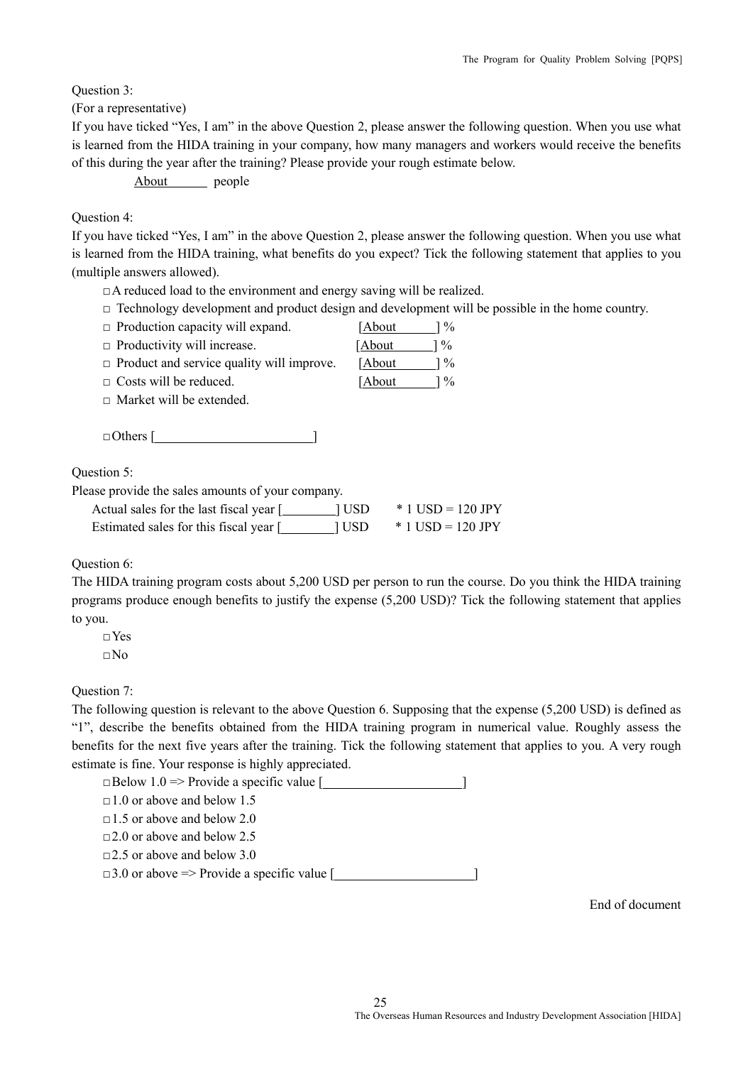Question 3:

(For a representative)

If you have ticked "Yes, I am" in the above Question 2, please answer the following question. When you use what is learned from the HIDA training in your company, how many managers and workers would receive the benefits of this during the year after the training? Please provide your rough estimate below.

About ______ people

Question 4:

If you have ticked "Yes, I am" in the above Question 2, please answer the following question. When you use what is learned from the HIDA training, what benefits do you expect? Tick the following statement that applies to you (multiple answers allowed).

□ A reduced load to the environment and energy saving will be realized.

□ Technology development and product design and development will be possible in the home country.

□ Production capacity will expand. [About ______] %

□ Productivity will increase. [About ______] %

□ Product and service quality will improve. [About ______] %

□ Costs will be reduced. [About ______] %

□ Market will be extended.

□ Others [ ______________________ ]

Question 5:

Please provide the sales amounts of your company.

Actual sales for the last fiscal year [________] USD * 1 USD = 120 JPY

Estimated sales for this fiscal year [________] USD * 1 USD = 120 JPY

Question 6:

The HIDA training program costs about 5,200 USD per person to run the course. Do you think the HIDA training programs produce enough benefits to justify the expense (5,200 USD)? Tick the following statement that applies to you.

□ Yes

□ No

Question 7:

The following question is relevant to the above Question 6. Supposing that the expense (5,200 USD) is defined as "1", describe the benefits obtained from the HIDA training program in numerical value. Roughly assess the benefits for the next five years after the training. Tick the following statement that applies to you. A very rough estimate is fine. Your response is highly appreciated.

□ Below 1.0 => Provide a specific value [ ____________________ ]

□ 1.0 or above and below 1.5

□ 1.5 or above and below 2.0

□ 2.0 or above and below 2.5

□ 2.5 or above and below 3.0

□ 3.0 or above => Provide a specific value [ ____________________ ]

End of document